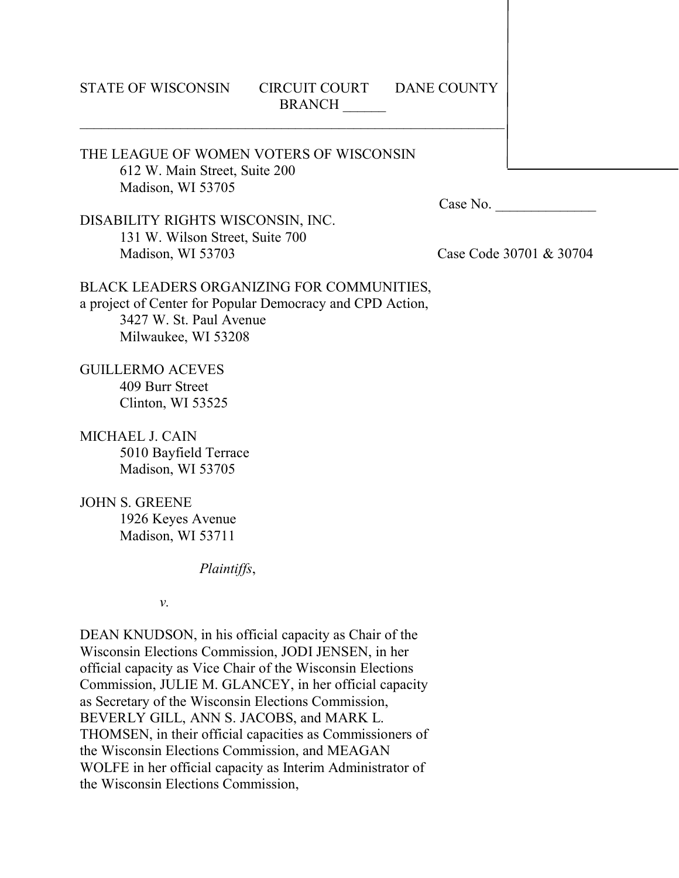STATE OF WISCONSIN CIRCUIT COURT DANE COUNTY
BRANCH ______

---

THE LEAGUE OF WOMEN VOTERS OF WISCONSIN
612 W. Main Street, Suite 200
Madison, WI 53705

Case No. ______________

DISABILITY RIGHTS WISCONSIN, INC.
131 W. Wilson Street, Suite 700
Madison, WI 53703

Case Code 30701 & 30704

BLACK LEADERS ORGANIZING FOR COMMUNITIES,
a project of Center for Popular Democracy and CPD Action,
3427 W. St. Paul Avenue
Milwaukee, WI 53208

GUILLERMO ACEVES
409 Burr Street
Clinton, WI 53525

MICHAEL J. CAIN
5010 Bayfield Terrace
Madison, WI 53705

JOHN S. GREENE
1926 Keyes Avenue
Madison, WI 53711

*Plaintiffs*,

*v.*

DEAN KNUDSON, in his official capacity as Chair of the Wisconsin Elections Commission, JODI JENSEN, in her official capacity as Vice Chair of the Wisconsin Elections Commission, JULIE M. GLANCEY, in her official capacity as Secretary of the Wisconsin Elections Commission, BEVERLY GILL, ANN S. JACOBS, and MARK L. THOMSEN, in their official capacities as Commissioners of the Wisconsin Elections Commission, and MEAGAN WOLFE in her official capacity as Interim Administrator of the Wisconsin Elections Commission,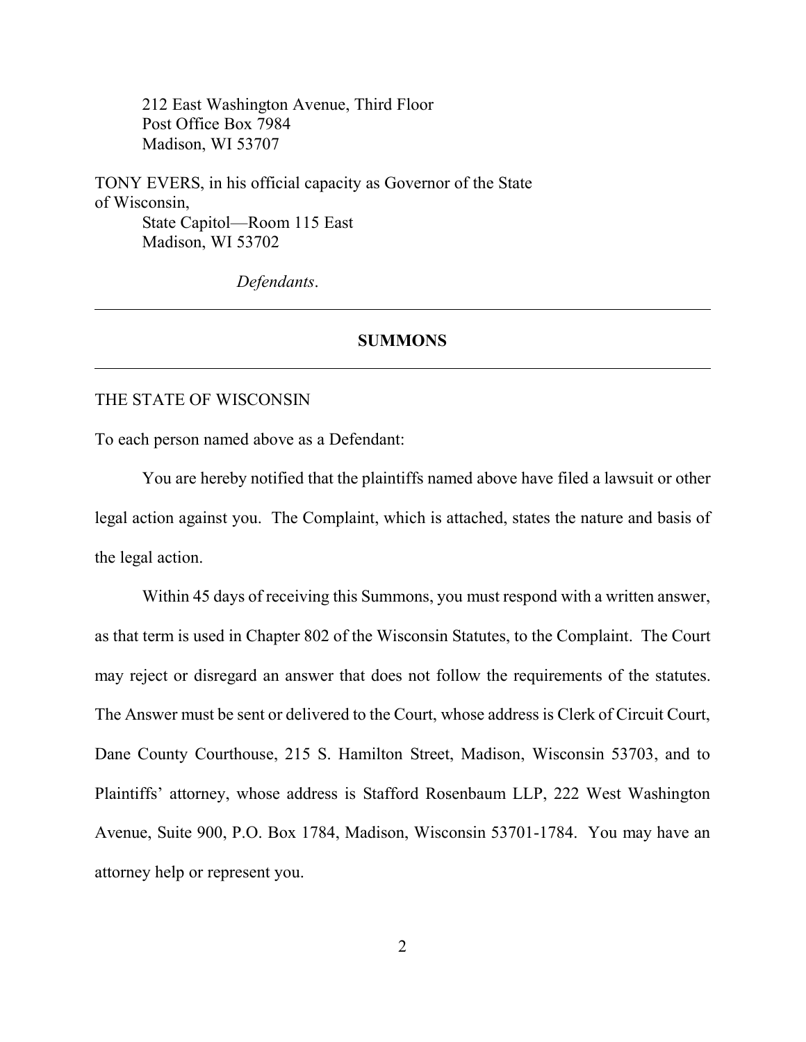212 East Washington Avenue, Third Floor
Post Office Box 7984
Madison, WI 53707

TONY EVERS, in his official capacity as Governor of the State of Wisconsin,
State Capitol—Room 115 East
Madison, WI 53702

*Defendants*.

---

**SUMMONS**

---

THE STATE OF WISCONSIN

To each person named above as a Defendant:

You are hereby notified that the plaintiffs named above have filed a lawsuit or other legal action against you. The Complaint, which is attached, states the nature and basis of the legal action.

Within 45 days of receiving this Summons, you must respond with a written answer, as that term is used in Chapter 802 of the Wisconsin Statutes, to the Complaint. The Court may reject or disregard an answer that does not follow the requirements of the statutes. The Answer must be sent or delivered to the Court, whose address is Clerk of Circuit Court, Dane County Courthouse, 215 S. Hamilton Street, Madison, Wisconsin 53703, and to Plaintiffs' attorney, whose address is Stafford Rosenbaum LLP, 222 West Washington Avenue, Suite 900, P.O. Box 1784, Madison, Wisconsin 53701-1784. You may have an attorney help or represent you.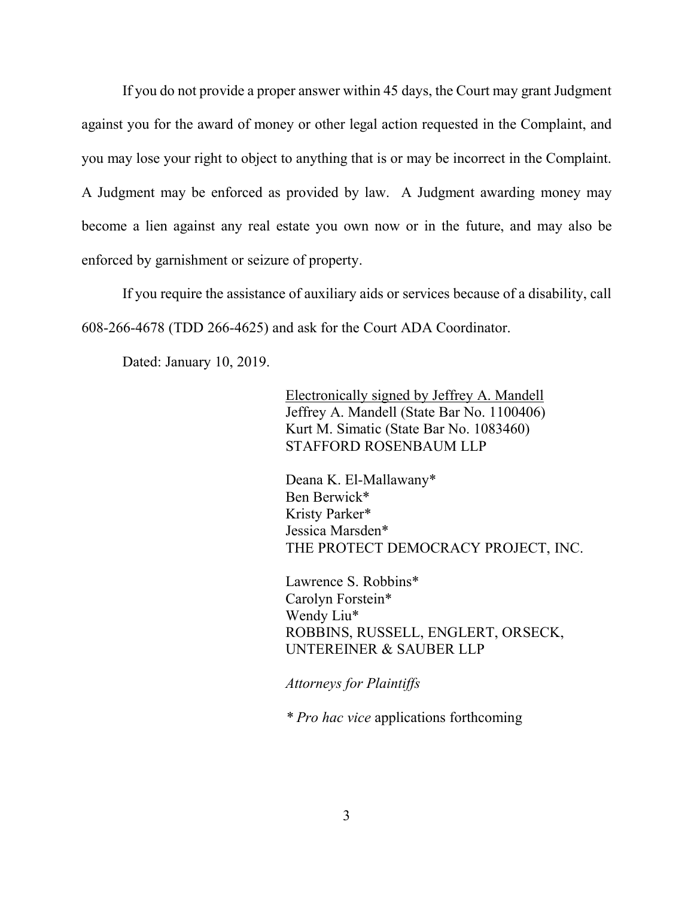If you do not provide a proper answer within 45 days, the Court may grant Judgment against you for the award of money or other legal action requested in the Complaint, and you may lose your right to object to anything that is or may be incorrect in the Complaint. A Judgment may be enforced as provided by law. A Judgment awarding money may become a lien against any real estate you own now or in the future, and may also be enforced by garnishment or seizure of property.

If you require the assistance of auxiliary aids or services because of a disability, call 608-266-4678 (TDD 266-4625) and ask for the Court ADA Coordinator.

Dated: January 10, 2019.

Electronically signed by Jeffrey A. Mandell
Jeffrey A. Mandell (State Bar No. 1100406)
Kurt M. Simatic (State Bar No. 1083460)
STAFFORD ROSENBAUM LLP

Deana K. El-Mallawany*
Ben Berwick*
Kristy Parker*
Jessica Marsden*
THE PROTECT DEMOCRACY PROJECT, INC.

Lawrence S. Robbins*
Carolyn Forstein*
Wendy Liu*
ROBBINS, RUSSELL, ENGLERT, ORSECK, UNTEREINER & SAUBER LLP

*Attorneys for Plaintiffs*

\* *Pro hac vice* applications forthcoming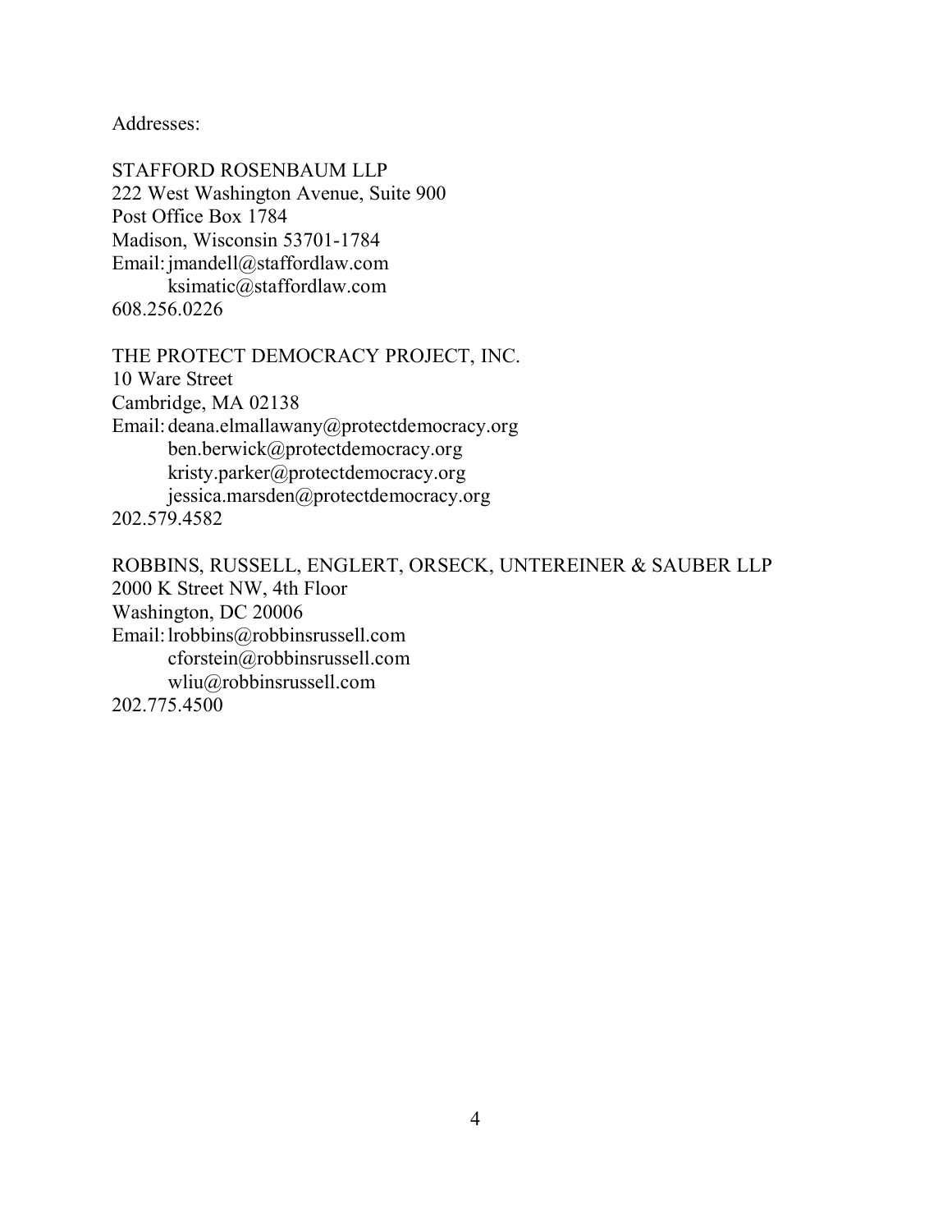Addresses:

STAFFORD ROSENBAUM LLP
222 West Washington Avenue, Suite 900
Post Office Box 1784
Madison, Wisconsin 53701-1784
Email: jmandell@staffordlaw.com
ksimatic@staffordlaw.com
608.256.0226

THE PROTECT DEMOCRACY PROJECT, INC.
10 Ware Street
Cambridge, MA 02138
Email: deana.elmallawany@protectdemocracy.org
ben.berwick@protectdemocracy.org
kristy.parker@protectdemocracy.org
jessica.marsden@protectdemocracy.org
202.579.4582

ROBBINS, RUSSELL, ENGLERT, ORSECK, UNTEREINER & SAUBER LLP
2000 K Street NW, 4th Floor
Washington, DC 20006
Email: lrobbins@robbinsrussell.com
cforstein@robbinsrussell.com
wliu@robbinsrussell.com
202.775.4500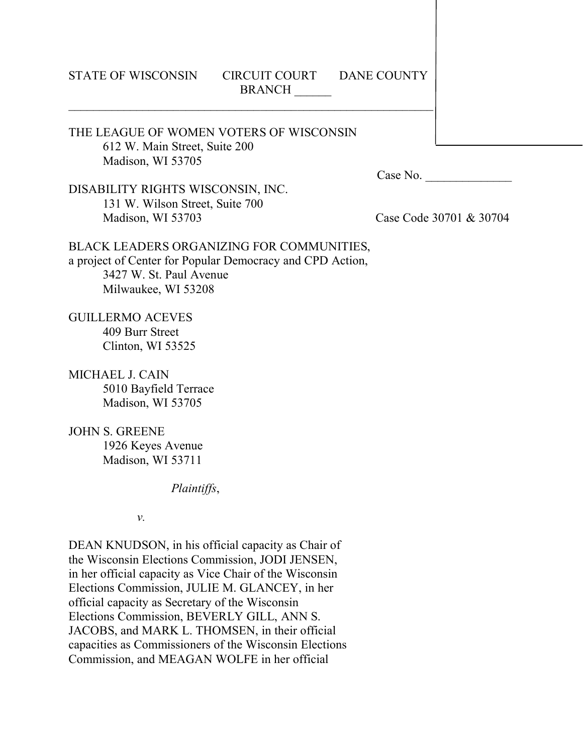STATE OF WISCONSIN CIRCUIT COURT DANE COUNTY
BRANCH ______

---

THE LEAGUE OF WOMEN VOTERS OF WISCONSIN
612 W. Main Street, Suite 200
Madison, WI 53705

Case No. ______________

DISABILITY RIGHTS WISCONSIN, INC.
131 W. Wilson Street, Suite 700
Madison, WI 53703

Case Code 30701 & 30704

BLACK LEADERS ORGANIZING FOR COMMUNITIES,
a project of Center for Popular Democracy and CPD Action,
3427 W. St. Paul Avenue
Milwaukee, WI 53208

GUILLERMO ACEVES
409 Burr Street
Clinton, WI 53525

MICHAEL J. CAIN
5010 Bayfield Terrace
Madison, WI 53705

JOHN S. GREENE
1926 Keyes Avenue
Madison, WI 53711

*Plaintiffs*,

*v.*

DEAN KNUDSON, in his official capacity as Chair of the Wisconsin Elections Commission, JODI JENSEN, in her official capacity as Vice Chair of the Wisconsin Elections Commission, JULIE M. GLANCEY, in her official capacity as Secretary of the Wisconsin Elections Commission, BEVERLY GILL, ANN S. JACOBS, and MARK L. THOMSEN, in their official capacities as Commissioners of the Wisconsin Elections Commission, and MEAGAN WOLFE in her official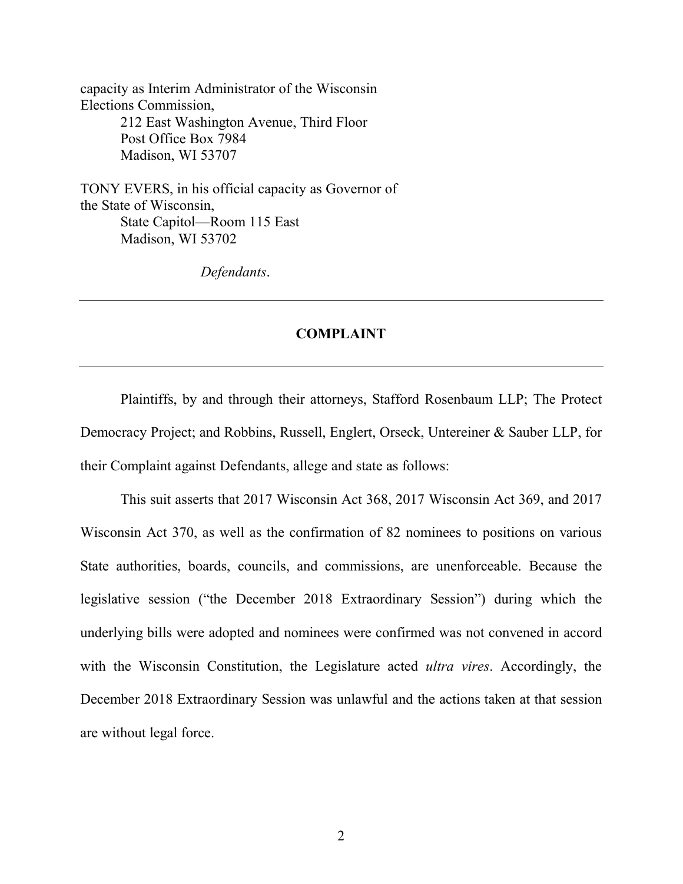capacity as Interim Administrator of the Wisconsin Elections Commission,
212 East Washington Avenue, Third Floor
Post Office Box 7984
Madison, WI 53707

TONY EVERS, in his official capacity as Governor of the State of Wisconsin,
State Capitol—Room 115 East
Madison, WI 53702

*Defendants*.

---

**COMPLAINT**

---

Plaintiffs, by and through their attorneys, Stafford Rosenbaum LLP; The Protect Democracy Project; and Robbins, Russell, Englert, Orseck, Untereiner & Sauber LLP, for their Complaint against Defendants, allege and state as follows:

This suit asserts that 2017 Wisconsin Act 368, 2017 Wisconsin Act 369, and 2017 Wisconsin Act 370, as well as the confirmation of 82 nominees to positions on various State authorities, boards, councils, and commissions, are unenforceable. Because the legislative session ("the December 2018 Extraordinary Session") during which the underlying bills were adopted and nominees were confirmed was not convened in accord with the Wisconsin Constitution, the Legislature acted *ultra vires*. Accordingly, the December 2018 Extraordinary Session was unlawful and the actions taken at that session are without legal force.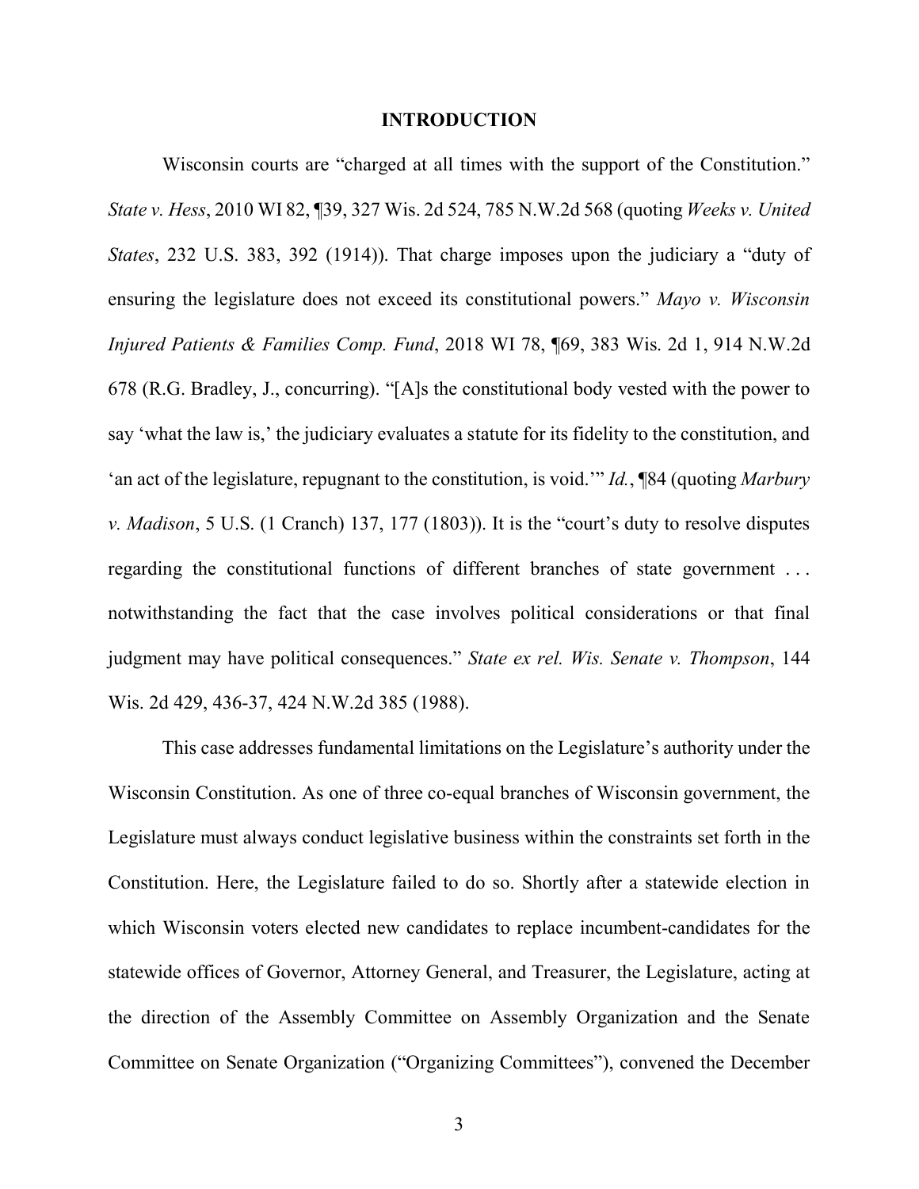## INTRODUCTION

Wisconsin courts are "charged at all times with the support of the Constitution." *State v. Hess*, 2010 WI 82, ¶39, 327 Wis. 2d 524, 785 N.W.2d 568 (quoting *Weeks v. United States*, 232 U.S. 383, 392 (1914)). That charge imposes upon the judiciary a "duty of ensuring the legislature does not exceed its constitutional powers." *Mayo v. Wisconsin Injured Patients & Families Comp. Fund*, 2018 WI 78, ¶69, 383 Wis. 2d 1, 914 N.W.2d 678 (R.G. Bradley, J., concurring). "[A]s the constitutional body vested with the power to say 'what the law is,' the judiciary evaluates a statute for its fidelity to the constitution, and 'an act of the legislature, repugnant to the constitution, is void.'" *Id.*, ¶84 (quoting *Marbury v. Madison*, 5 U.S. (1 Cranch) 137, 177 (1803)). It is the "court's duty to resolve disputes regarding the constitutional functions of different branches of state government . . . notwithstanding the fact that the case involves political considerations or that final judgment may have political consequences." *State ex rel. Wis. Senate v. Thompson*, 144 Wis. 2d 429, 436-37, 424 N.W.2d 385 (1988).

This case addresses fundamental limitations on the Legislature's authority under the Wisconsin Constitution. As one of three co-equal branches of Wisconsin government, the Legislature must always conduct legislative business within the constraints set forth in the Constitution. Here, the Legislature failed to do so. Shortly after a statewide election in which Wisconsin voters elected new candidates to replace incumbent-candidates for the statewide offices of Governor, Attorney General, and Treasurer, the Legislature, acting at the direction of the Assembly Committee on Assembly Organization and the Senate Committee on Senate Organization ("Organizing Committees"), convened the December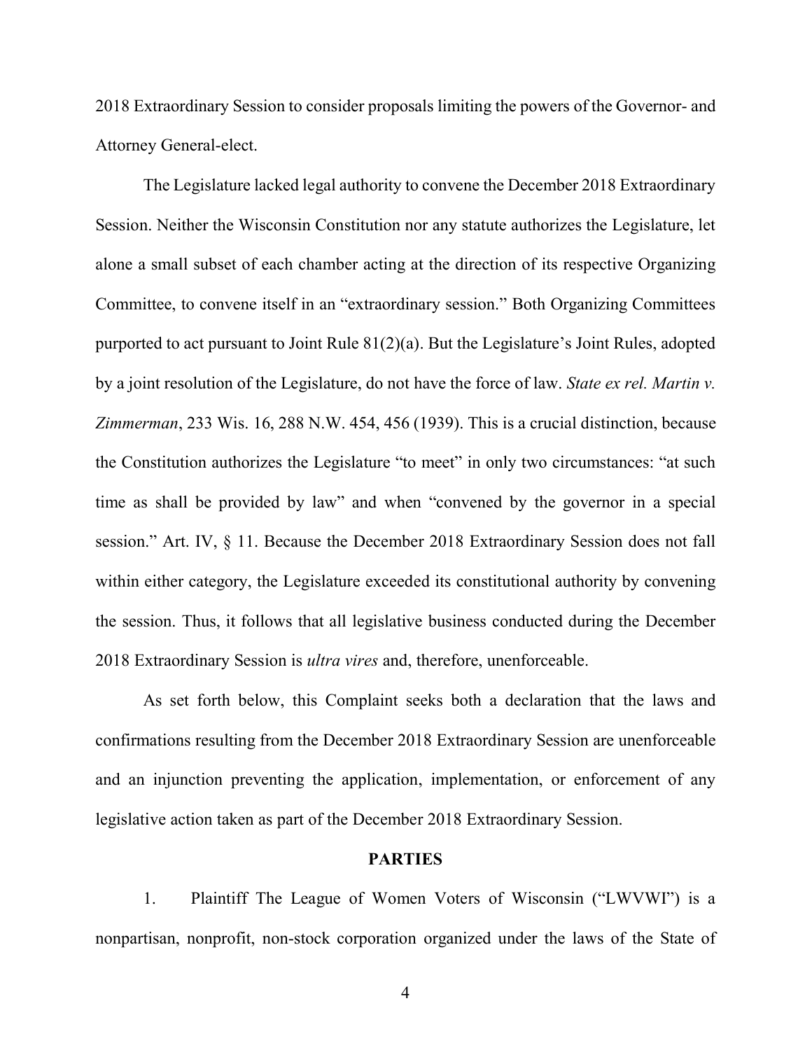2018 Extraordinary Session to consider proposals limiting the powers of the Governor- and Attorney General-elect.

The Legislature lacked legal authority to convene the December 2018 Extraordinary Session. Neither the Wisconsin Constitution nor any statute authorizes the Legislature, let alone a small subset of each chamber acting at the direction of its respective Organizing Committee, to convene itself in an "extraordinary session." Both Organizing Committees purported to act pursuant to Joint Rule 81(2)(a). But the Legislature's Joint Rules, adopted by a joint resolution of the Legislature, do not have the force of law. *State ex rel. Martin v. Zimmerman*, 233 Wis. 16, 288 N.W. 454, 456 (1939). This is a crucial distinction, because the Constitution authorizes the Legislature "to meet" in only two circumstances: "at such time as shall be provided by law" and when "convened by the governor in a special session." Art. IV, § 11. Because the December 2018 Extraordinary Session does not fall within either category, the Legislature exceeded its constitutional authority by convening the session. Thus, it follows that all legislative business conducted during the December 2018 Extraordinary Session is *ultra vires* and, therefore, unenforceable.

As set forth below, this Complaint seeks both a declaration that the laws and confirmations resulting from the December 2018 Extraordinary Session are unenforceable and an injunction preventing the application, implementation, or enforcement of any legislative action taken as part of the December 2018 Extraordinary Session.

## PARTIES

1. Plaintiff The League of Women Voters of Wisconsin ("LWVWI") is a nonpartisan, nonprofit, non-stock corporation organized under the laws of the State of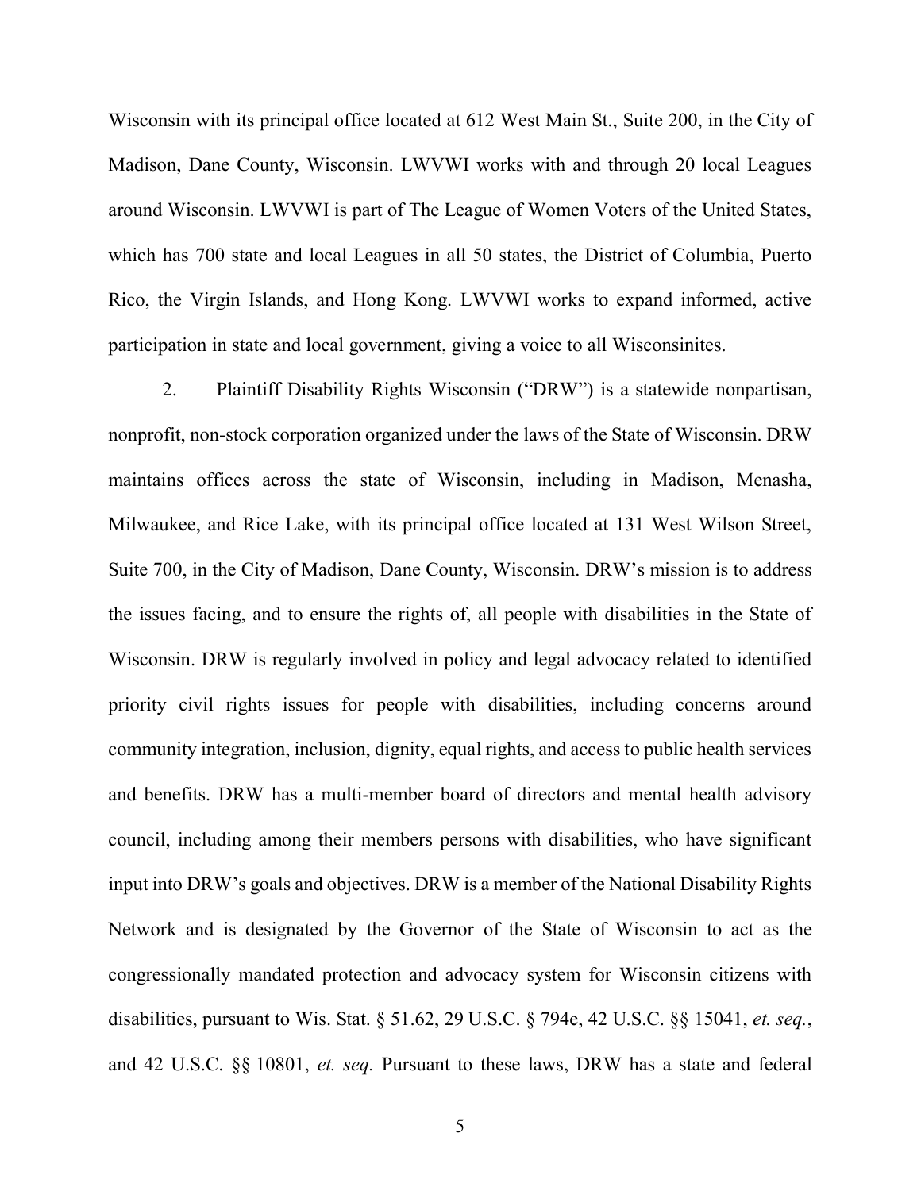Wisconsin with its principal office located at 612 West Main St., Suite 200, in the City of Madison, Dane County, Wisconsin. LWVWI works with and through 20 local Leagues around Wisconsin. LWVWI is part of The League of Women Voters of the United States, which has 700 state and local Leagues in all 50 states, the District of Columbia, Puerto Rico, the Virgin Islands, and Hong Kong. LWVWI works to expand informed, active participation in state and local government, giving a voice to all Wisconsinites.

2. Plaintiff Disability Rights Wisconsin ("DRW") is a statewide nonpartisan, nonprofit, non-stock corporation organized under the laws of the State of Wisconsin. DRW maintains offices across the state of Wisconsin, including in Madison, Menasha, Milwaukee, and Rice Lake, with its principal office located at 131 West Wilson Street, Suite 700, in the City of Madison, Dane County, Wisconsin. DRW's mission is to address the issues facing, and to ensure the rights of, all people with disabilities in the State of Wisconsin. DRW is regularly involved in policy and legal advocacy related to identified priority civil rights issues for people with disabilities, including concerns around community integration, inclusion, dignity, equal rights, and access to public health services and benefits. DRW has a multi-member board of directors and mental health advisory council, including among their members persons with disabilities, who have significant input into DRW's goals and objectives. DRW is a member of the National Disability Rights Network and is designated by the Governor of the State of Wisconsin to act as the congressionally mandated protection and advocacy system for Wisconsin citizens with disabilities, pursuant to Wis. Stat. § 51.62, 29 U.S.C. § 794e, 42 U.S.C. §§ 15041, *et. seq.*, and 42 U.S.C. §§ 10801, *et. seq.* Pursuant to these laws, DRW has a state and federal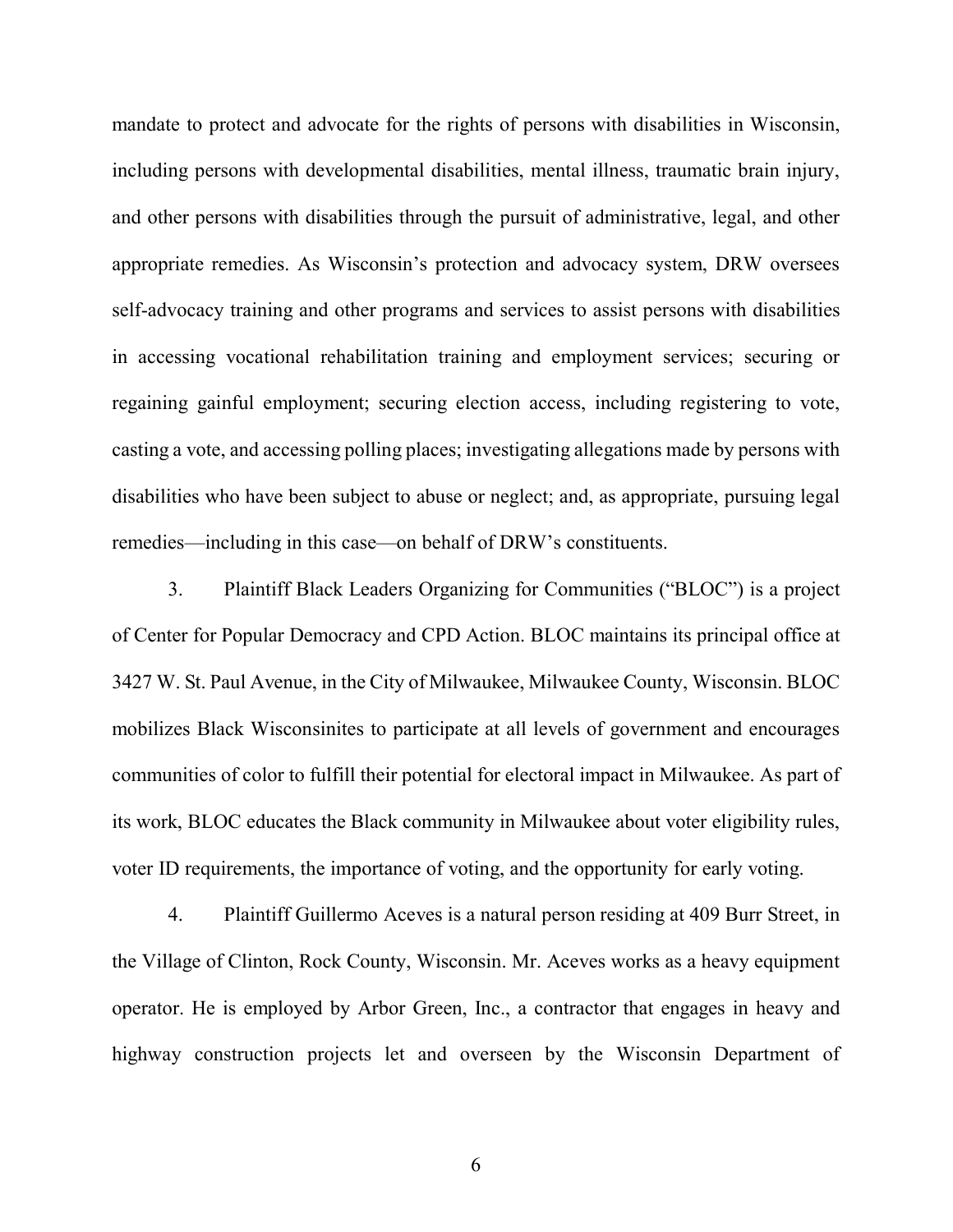mandate to protect and advocate for the rights of persons with disabilities in Wisconsin, including persons with developmental disabilities, mental illness, traumatic brain injury, and other persons with disabilities through the pursuit of administrative, legal, and other appropriate remedies. As Wisconsin's protection and advocacy system, DRW oversees self-advocacy training and other programs and services to assist persons with disabilities in accessing vocational rehabilitation training and employment services; securing or regaining gainful employment; securing election access, including registering to vote, casting a vote, and accessing polling places; investigating allegations made by persons with disabilities who have been subject to abuse or neglect; and, as appropriate, pursuing legal remedies—including in this case—on behalf of DRW's constituents.

3. Plaintiff Black Leaders Organizing for Communities ("BLOC") is a project of Center for Popular Democracy and CPD Action. BLOC maintains its principal office at 3427 W. St. Paul Avenue, in the City of Milwaukee, Milwaukee County, Wisconsin. BLOC mobilizes Black Wisconsinites to participate at all levels of government and encourages communities of color to fulfill their potential for electoral impact in Milwaukee. As part of its work, BLOC educates the Black community in Milwaukee about voter eligibility rules, voter ID requirements, the importance of voting, and the opportunity for early voting.

4. Plaintiff Guillermo Aceves is a natural person residing at 409 Burr Street, in the Village of Clinton, Rock County, Wisconsin. Mr. Aceves works as a heavy equipment operator. He is employed by Arbor Green, Inc., a contractor that engages in heavy and highway construction projects let and overseen by the Wisconsin Department of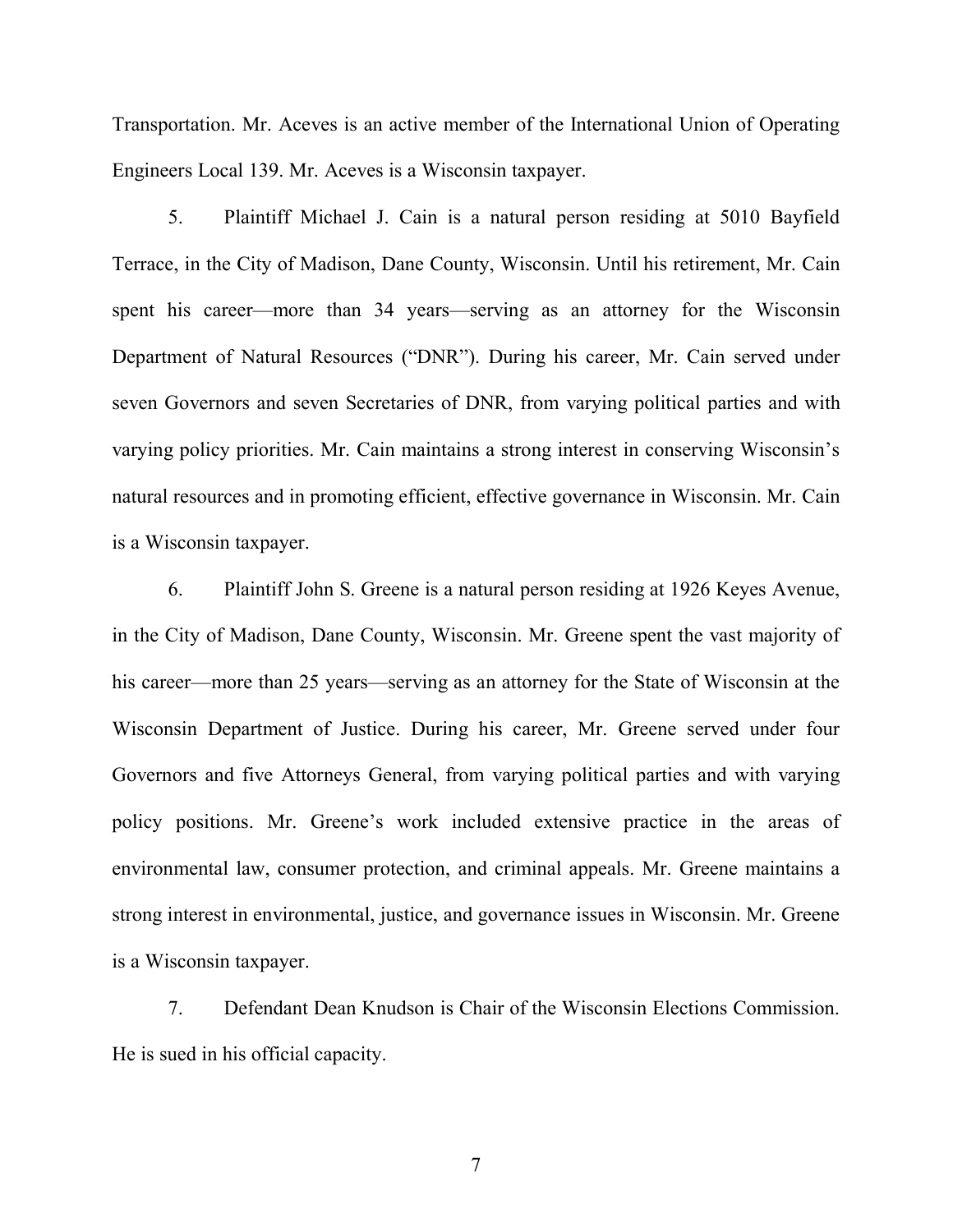Transportation. Mr. Aceves is an active member of the International Union of Operating Engineers Local 139. Mr. Aceves is a Wisconsin taxpayer.

5. Plaintiff Michael J. Cain is a natural person residing at 5010 Bayfield Terrace, in the City of Madison, Dane County, Wisconsin. Until his retirement, Mr. Cain spent his career—more than 34 years—serving as an attorney for the Wisconsin Department of Natural Resources ("DNR"). During his career, Mr. Cain served under seven Governors and seven Secretaries of DNR, from varying political parties and with varying policy priorities. Mr. Cain maintains a strong interest in conserving Wisconsin's natural resources and in promoting efficient, effective governance in Wisconsin. Mr. Cain is a Wisconsin taxpayer.

6. Plaintiff John S. Greene is a natural person residing at 1926 Keyes Avenue, in the City of Madison, Dane County, Wisconsin. Mr. Greene spent the vast majority of his career—more than 25 years—serving as an attorney for the State of Wisconsin at the Wisconsin Department of Justice. During his career, Mr. Greene served under four Governors and five Attorneys General, from varying political parties and with varying policy positions. Mr. Greene's work included extensive practice in the areas of environmental law, consumer protection, and criminal appeals. Mr. Greene maintains a strong interest in environmental, justice, and governance issues in Wisconsin. Mr. Greene is a Wisconsin taxpayer.

7. Defendant Dean Knudson is Chair of the Wisconsin Elections Commission. He is sued in his official capacity.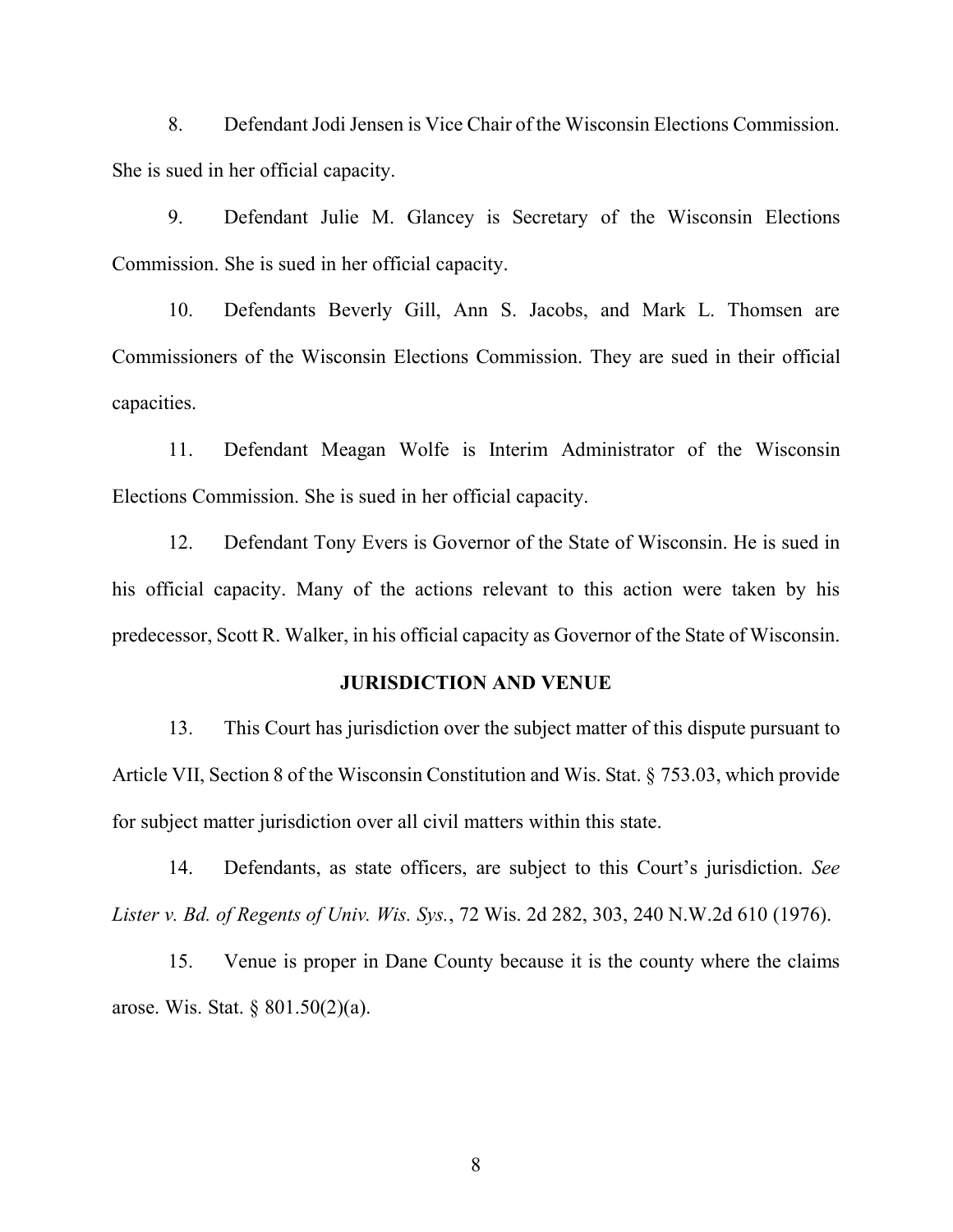8. Defendant Jodi Jensen is Vice Chair of the Wisconsin Elections Commission. She is sued in her official capacity.

9. Defendant Julie M. Glancey is Secretary of the Wisconsin Elections Commission. She is sued in her official capacity.

10. Defendants Beverly Gill, Ann S. Jacobs, and Mark L. Thomsen are Commissioners of the Wisconsin Elections Commission. They are sued in their official capacities.

11. Defendant Meagan Wolfe is Interim Administrator of the Wisconsin Elections Commission. She is sued in her official capacity.

12. Defendant Tony Evers is Governor of the State of Wisconsin. He is sued in his official capacity. Many of the actions relevant to this action were taken by his predecessor, Scott R. Walker, in his official capacity as Governor of the State of Wisconsin.

## JURISDICTION AND VENUE

13. This Court has jurisdiction over the subject matter of this dispute pursuant to Article VII, Section 8 of the Wisconsin Constitution and Wis. Stat. § 753.03, which provide for subject matter jurisdiction over all civil matters within this state.

14. Defendants, as state officers, are subject to this Court's jurisdiction. *See Lister v. Bd. of Regents of Univ. Wis. Sys.*, 72 Wis. 2d 282, 303, 240 N.W.2d 610 (1976).

15. Venue is proper in Dane County because it is the county where the claims arose. Wis. Stat. § 801.50(2)(a).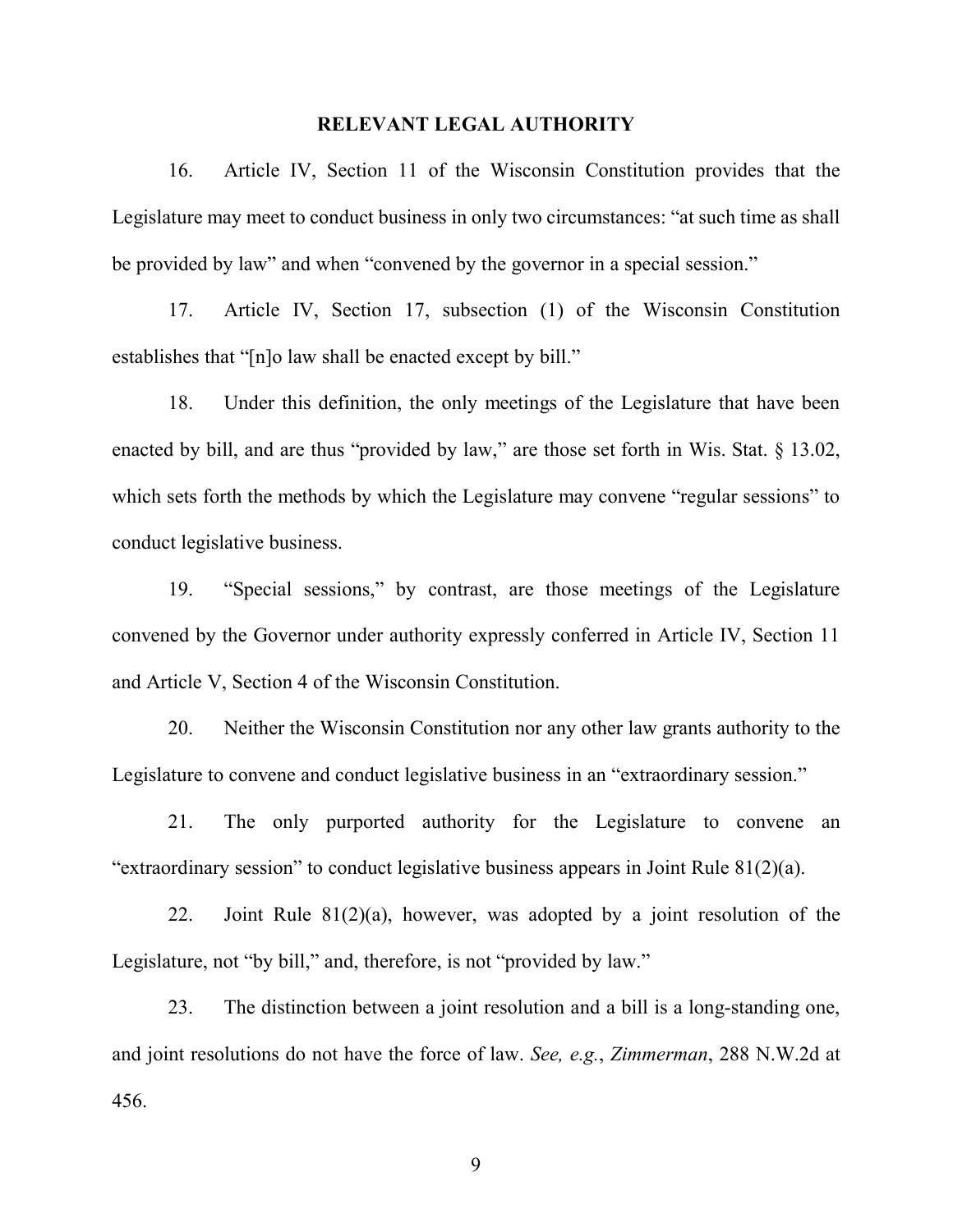## RELEVANT LEGAL AUTHORITY

16. Article IV, Section 11 of the Wisconsin Constitution provides that the Legislature may meet to conduct business in only two circumstances: "at such time as shall be provided by law" and when "convened by the governor in a special session."

17. Article IV, Section 17, subsection (1) of the Wisconsin Constitution establishes that "[n]o law shall be enacted except by bill."

18. Under this definition, the only meetings of the Legislature that have been enacted by bill, and are thus "provided by law," are those set forth in Wis. Stat. § 13.02, which sets forth the methods by which the Legislature may convene "regular sessions" to conduct legislative business.

19. "Special sessions," by contrast, are those meetings of the Legislature convened by the Governor under authority expressly conferred in Article IV, Section 11 and Article V, Section 4 of the Wisconsin Constitution.

20. Neither the Wisconsin Constitution nor any other law grants authority to the Legislature to convene and conduct legislative business in an "extraordinary session."

21. The only purported authority for the Legislature to convene an "extraordinary session" to conduct legislative business appears in Joint Rule 81(2)(a).

22. Joint Rule 81(2)(a), however, was adopted by a joint resolution of the Legislature, not "by bill," and, therefore, is not "provided by law."

23. The distinction between a joint resolution and a bill is a long-standing one, and joint resolutions do not have the force of law. *See, e.g.*, *Zimmerman*, 288 N.W.2d at 456.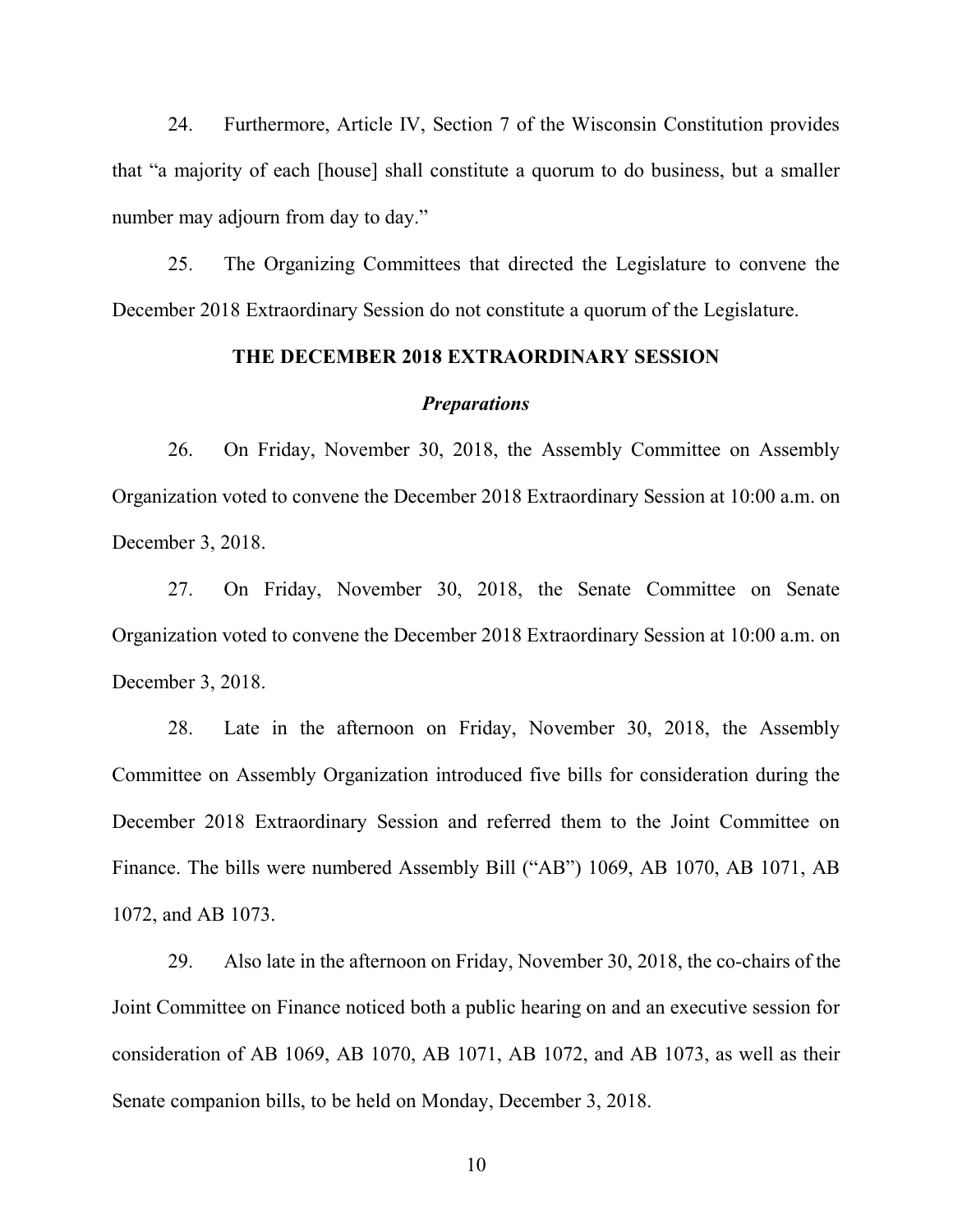24. Furthermore, Article IV, Section 7 of the Wisconsin Constitution provides that "a majority of each [house] shall constitute a quorum to do business, but a smaller number may adjourn from day to day."

25. The Organizing Committees that directed the Legislature to convene the December 2018 Extraordinary Session do not constitute a quorum of the Legislature.

## THE DECEMBER 2018 EXTRAORDINARY SESSION

### *Preparations*

26. On Friday, November 30, 2018, the Assembly Committee on Assembly Organization voted to convene the December 2018 Extraordinary Session at 10:00 a.m. on December 3, 2018.

27. On Friday, November 30, 2018, the Senate Committee on Senate Organization voted to convene the December 2018 Extraordinary Session at 10:00 a.m. on December 3, 2018.

28. Late in the afternoon on Friday, November 30, 2018, the Assembly Committee on Assembly Organization introduced five bills for consideration during the December 2018 Extraordinary Session and referred them to the Joint Committee on Finance. The bills were numbered Assembly Bill ("AB") 1069, AB 1070, AB 1071, AB 1072, and AB 1073.

29. Also late in the afternoon on Friday, November 30, 2018, the co-chairs of the Joint Committee on Finance noticed both a public hearing on and an executive session for consideration of AB 1069, AB 1070, AB 1071, AB 1072, and AB 1073, as well as their Senate companion bills, to be held on Monday, December 3, 2018.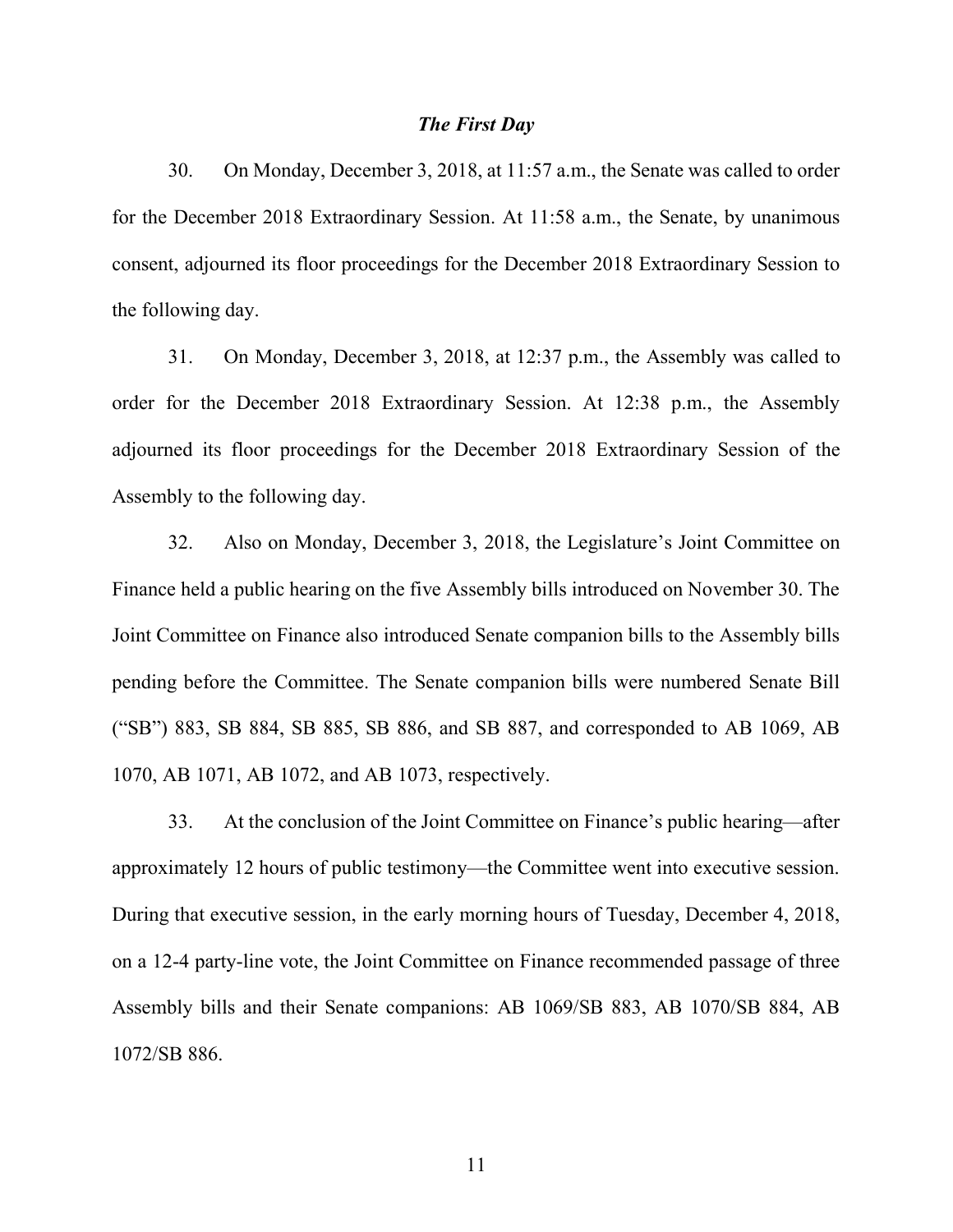### *The First Day*

30. On Monday, December 3, 2018, at 11:57 a.m., the Senate was called to order for the December 2018 Extraordinary Session. At 11:58 a.m., the Senate, by unanimous consent, adjourned its floor proceedings for the December 2018 Extraordinary Session to the following day.

31. On Monday, December 3, 2018, at 12:37 p.m., the Assembly was called to order for the December 2018 Extraordinary Session. At 12:38 p.m., the Assembly adjourned its floor proceedings for the December 2018 Extraordinary Session of the Assembly to the following day.

32. Also on Monday, December 3, 2018, the Legislature's Joint Committee on Finance held a public hearing on the five Assembly bills introduced on November 30. The Joint Committee on Finance also introduced Senate companion bills to the Assembly bills pending before the Committee. The Senate companion bills were numbered Senate Bill ("SB") 883, SB 884, SB 885, SB 886, and SB 887, and corresponded to AB 1069, AB 1070, AB 1071, AB 1072, and AB 1073, respectively.

33. At the conclusion of the Joint Committee on Finance's public hearing—after approximately 12 hours of public testimony—the Committee went into executive session. During that executive session, in the early morning hours of Tuesday, December 4, 2018, on a 12-4 party-line vote, the Joint Committee on Finance recommended passage of three Assembly bills and their Senate companions: AB 1069/SB 883, AB 1070/SB 884, AB 1072/SB 886.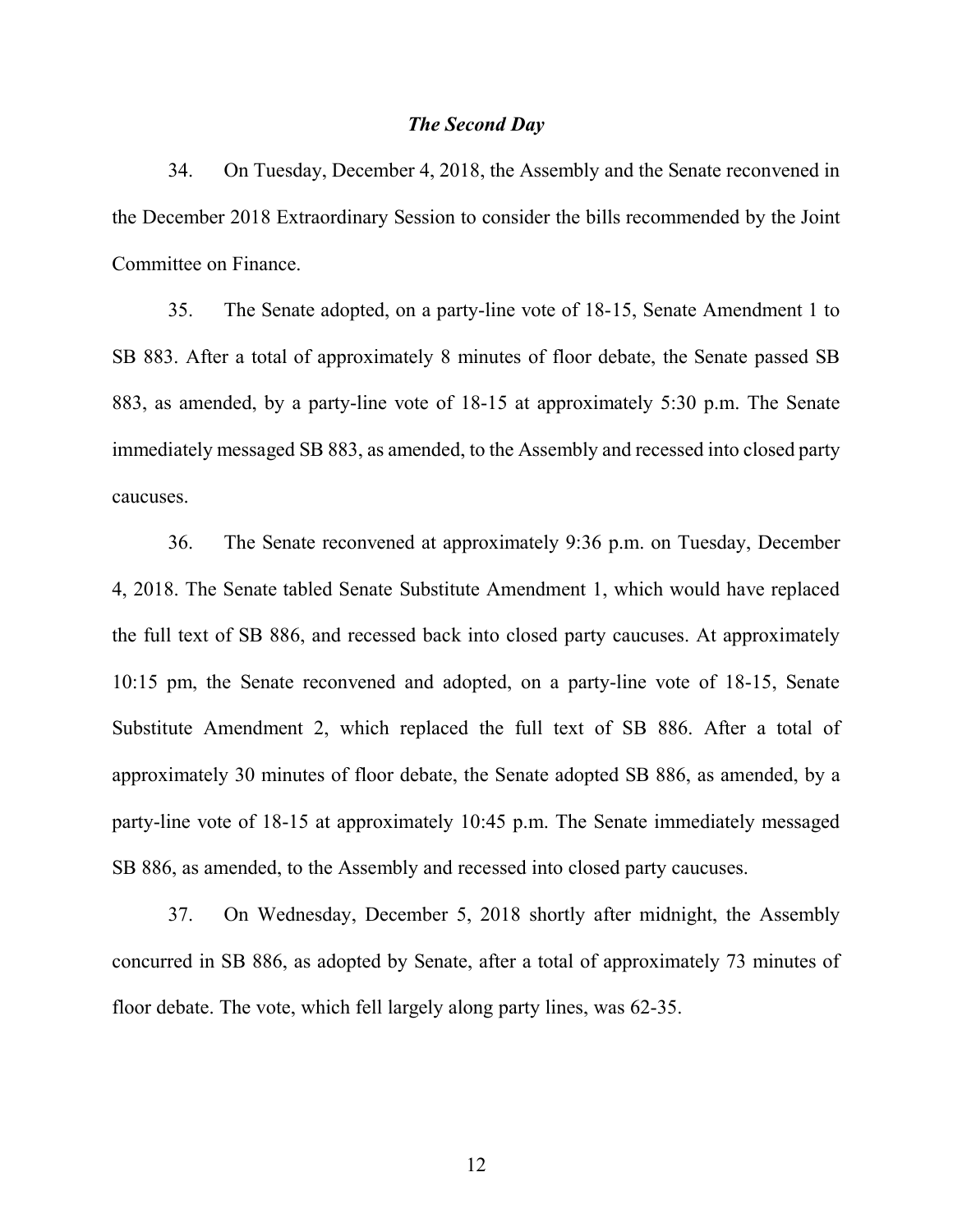### *The Second Day*

34. On Tuesday, December 4, 2018, the Assembly and the Senate reconvened in the December 2018 Extraordinary Session to consider the bills recommended by the Joint Committee on Finance.

35. The Senate adopted, on a party-line vote of 18-15, Senate Amendment 1 to SB 883. After a total of approximately 8 minutes of floor debate, the Senate passed SB 883, as amended, by a party-line vote of 18-15 at approximately 5:30 p.m. The Senate immediately messaged SB 883, as amended, to the Assembly and recessed into closed party caucuses.

36. The Senate reconvened at approximately 9:36 p.m. on Tuesday, December 4, 2018. The Senate tabled Senate Substitute Amendment 1, which would have replaced the full text of SB 886, and recessed back into closed party caucuses. At approximately 10:15 pm, the Senate reconvened and adopted, on a party-line vote of 18-15, Senate Substitute Amendment 2, which replaced the full text of SB 886. After a total of approximately 30 minutes of floor debate, the Senate adopted SB 886, as amended, by a party-line vote of 18-15 at approximately 10:45 p.m. The Senate immediately messaged SB 886, as amended, to the Assembly and recessed into closed party caucuses.

37. On Wednesday, December 5, 2018 shortly after midnight, the Assembly concurred in SB 886, as adopted by Senate, after a total of approximately 73 minutes of floor debate. The vote, which fell largely along party lines, was 62-35.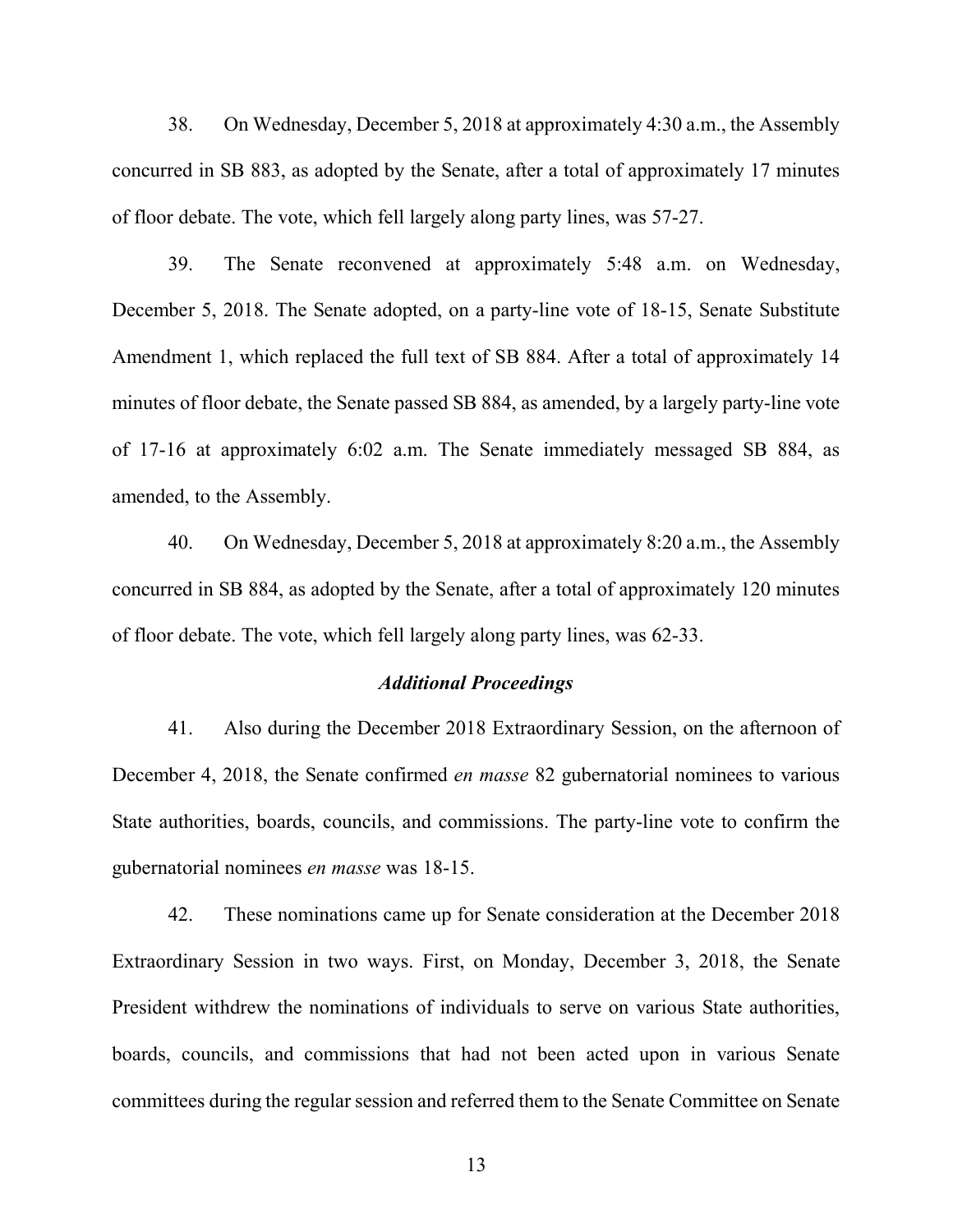38. On Wednesday, December 5, 2018 at approximately 4:30 a.m., the Assembly concurred in SB 883, as adopted by the Senate, after a total of approximately 17 minutes of floor debate. The vote, which fell largely along party lines, was 57-27.

39. The Senate reconvened at approximately 5:48 a.m. on Wednesday, December 5, 2018. The Senate adopted, on a party-line vote of 18-15, Senate Substitute Amendment 1, which replaced the full text of SB 884. After a total of approximately 14 minutes of floor debate, the Senate passed SB 884, as amended, by a largely party-line vote of 17-16 at approximately 6:02 a.m. The Senate immediately messaged SB 884, as amended, to the Assembly.

40. On Wednesday, December 5, 2018 at approximately 8:20 a.m., the Assembly concurred in SB 884, as adopted by the Senate, after a total of approximately 120 minutes of floor debate. The vote, which fell largely along party lines, was 62-33.

### *Additional Proceedings*

41. Also during the December 2018 Extraordinary Session, on the afternoon of December 4, 2018, the Senate confirmed *en masse* 82 gubernatorial nominees to various State authorities, boards, councils, and commissions. The party-line vote to confirm the gubernatorial nominees *en masse* was 18-15.

42. These nominations came up for Senate consideration at the December 2018 Extraordinary Session in two ways. First, on Monday, December 3, 2018, the Senate President withdrew the nominations of individuals to serve on various State authorities, boards, councils, and commissions that had not been acted upon in various Senate committees during the regular session and referred them to the Senate Committee on Senate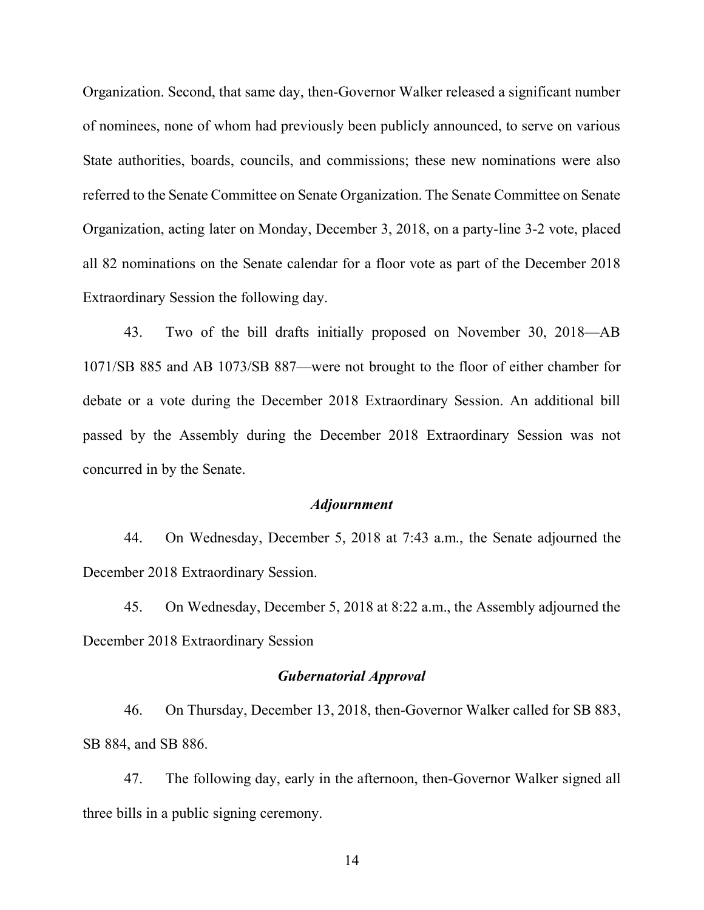Organization. Second, that same day, then-Governor Walker released a significant number of nominees, none of whom had previously been publicly announced, to serve on various State authorities, boards, councils, and commissions; these new nominations were also referred to the Senate Committee on Senate Organization. The Senate Committee on Senate Organization, acting later on Monday, December 3, 2018, on a party-line 3-2 vote, placed all 82 nominations on the Senate calendar for a floor vote as part of the December 2018 Extraordinary Session the following day.

43. Two of the bill drafts initially proposed on November 30, 2018—AB 1071/SB 885 and AB 1073/SB 887—were not brought to the floor of either chamber for debate or a vote during the December 2018 Extraordinary Session. An additional bill passed by the Assembly during the December 2018 Extraordinary Session was not concurred in by the Senate.

### *Adjournment*

44. On Wednesday, December 5, 2018 at 7:43 a.m., the Senate adjourned the December 2018 Extraordinary Session.

45. On Wednesday, December 5, 2018 at 8:22 a.m., the Assembly adjourned the December 2018 Extraordinary Session

### *Gubernatorial Approval*

46. On Thursday, December 13, 2018, then-Governor Walker called for SB 883, SB 884, and SB 886.

47. The following day, early in the afternoon, then-Governor Walker signed all three bills in a public signing ceremony.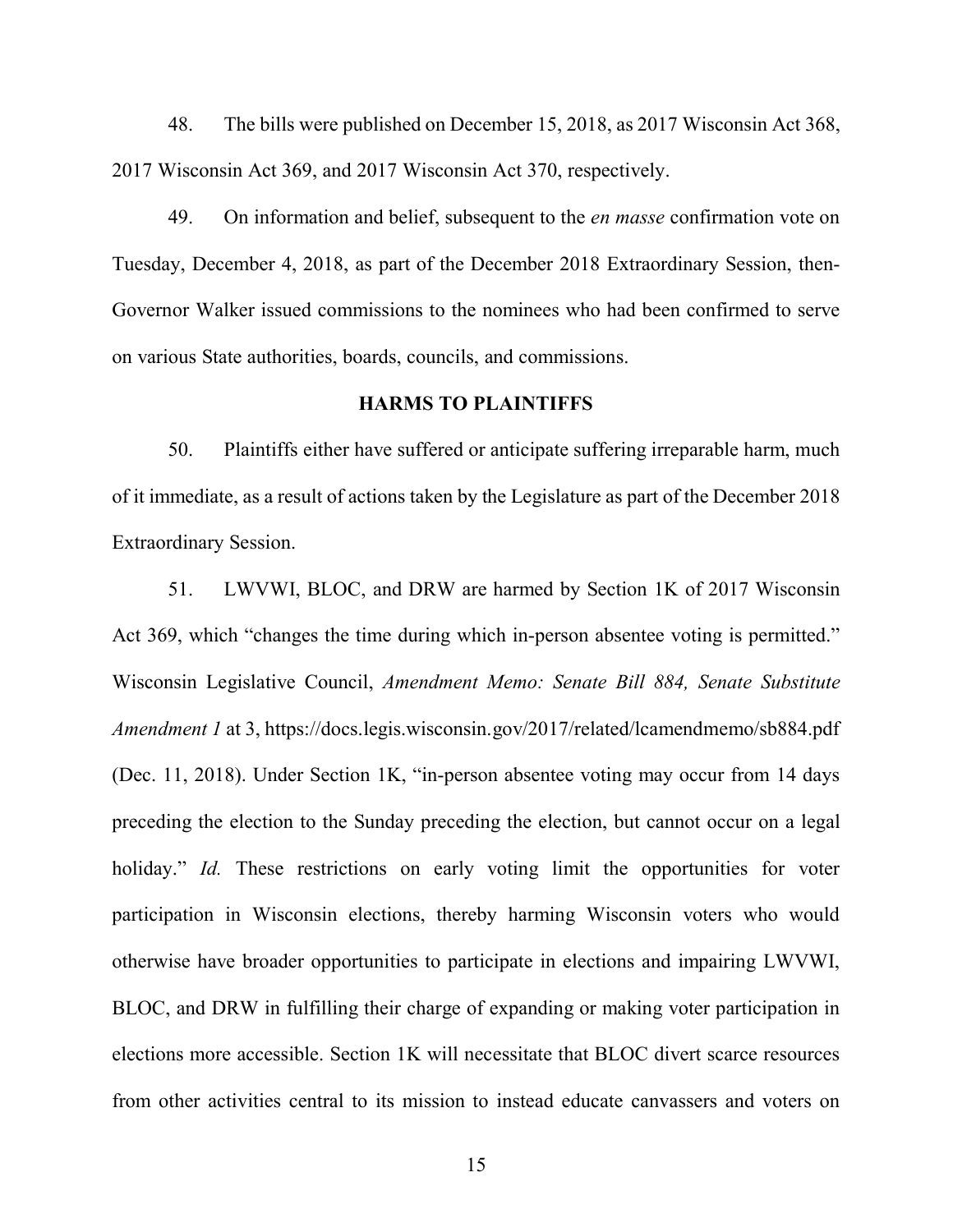48. The bills were published on December 15, 2018, as 2017 Wisconsin Act 368, 2017 Wisconsin Act 369, and 2017 Wisconsin Act 370, respectively.

49. On information and belief, subsequent to the *en masse* confirmation vote on Tuesday, December 4, 2018, as part of the December 2018 Extraordinary Session, then-Governor Walker issued commissions to the nominees who had been confirmed to serve on various State authorities, boards, councils, and commissions.

## HARMS TO PLAINTIFFS

50. Plaintiffs either have suffered or anticipate suffering irreparable harm, much of it immediate, as a result of actions taken by the Legislature as part of the December 2018 Extraordinary Session.

51. LWVWI, BLOC, and DRW are harmed by Section 1K of 2017 Wisconsin Act 369, which "changes the time during which in-person absentee voting is permitted." Wisconsin Legislative Council, *Amendment Memo: Senate Bill 884, Senate Substitute Amendment 1* at 3, https://docs.legis.wisconsin.gov/2017/related/lcamendmemo/sb884.pdf (Dec. 11, 2018). Under Section 1K, "in-person absentee voting may occur from 14 days preceding the election to the Sunday preceding the election, but cannot occur on a legal holiday." *Id.* These restrictions on early voting limit the opportunities for voter participation in Wisconsin elections, thereby harming Wisconsin voters who would otherwise have broader opportunities to participate in elections and impairing LWVWI, BLOC, and DRW in fulfilling their charge of expanding or making voter participation in elections more accessible. Section 1K will necessitate that BLOC divert scarce resources from other activities central to its mission to instead educate canvassers and voters on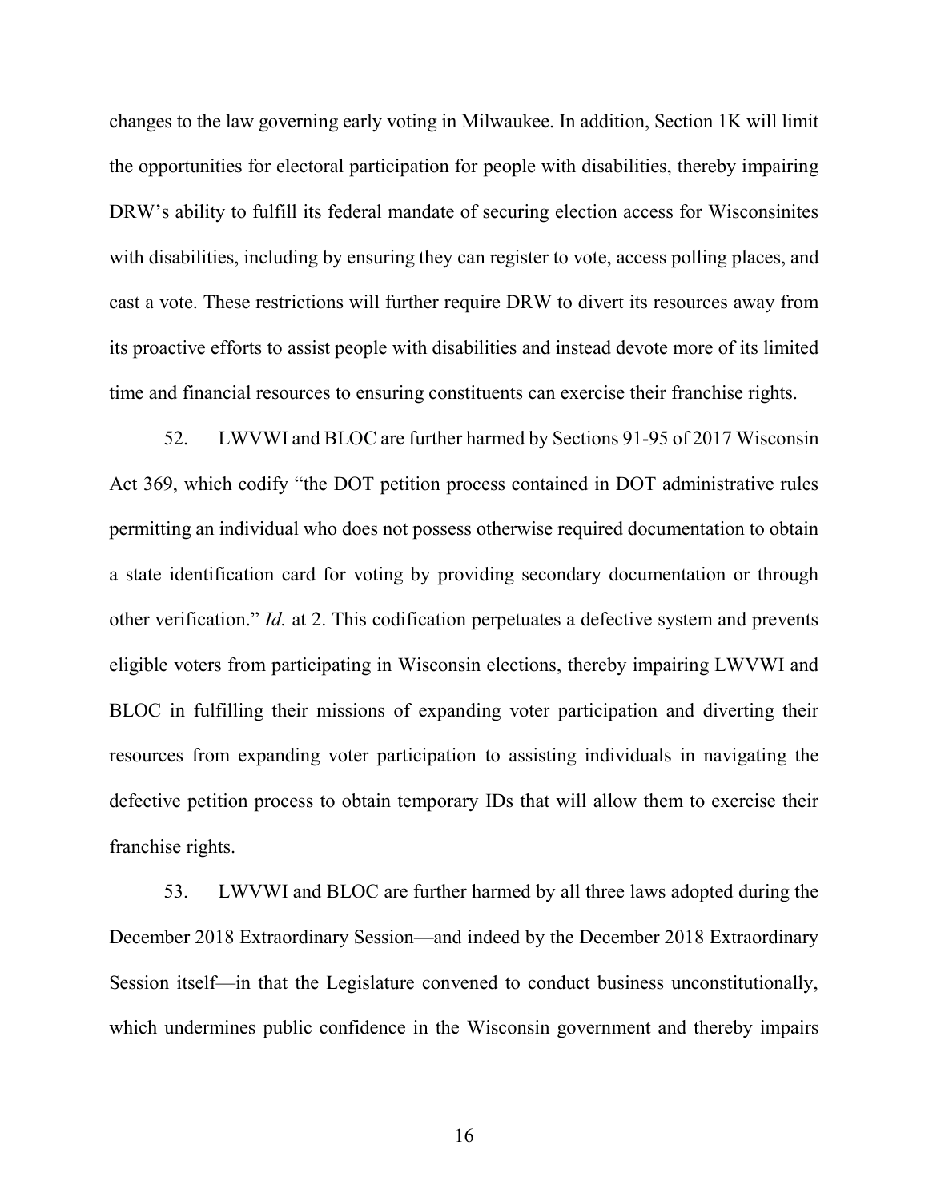changes to the law governing early voting in Milwaukee. In addition, Section 1K will limit the opportunities for electoral participation for people with disabilities, thereby impairing DRW's ability to fulfill its federal mandate of securing election access for Wisconsinites with disabilities, including by ensuring they can register to vote, access polling places, and cast a vote. These restrictions will further require DRW to divert its resources away from its proactive efforts to assist people with disabilities and instead devote more of its limited time and financial resources to ensuring constituents can exercise their franchise rights.

52. LWVWI and BLOC are further harmed by Sections 91-95 of 2017 Wisconsin Act 369, which codify "the DOT petition process contained in DOT administrative rules permitting an individual who does not possess otherwise required documentation to obtain a state identification card for voting by providing secondary documentation or through other verification." *Id.* at 2. This codification perpetuates a defective system and prevents eligible voters from participating in Wisconsin elections, thereby impairing LWVWI and BLOC in fulfilling their missions of expanding voter participation and diverting their resources from expanding voter participation to assisting individuals in navigating the defective petition process to obtain temporary IDs that will allow them to exercise their franchise rights.

53. LWVWI and BLOC are further harmed by all three laws adopted during the December 2018 Extraordinary Session—and indeed by the December 2018 Extraordinary Session itself—in that the Legislature convened to conduct business unconstitutionally, which undermines public confidence in the Wisconsin government and thereby impairs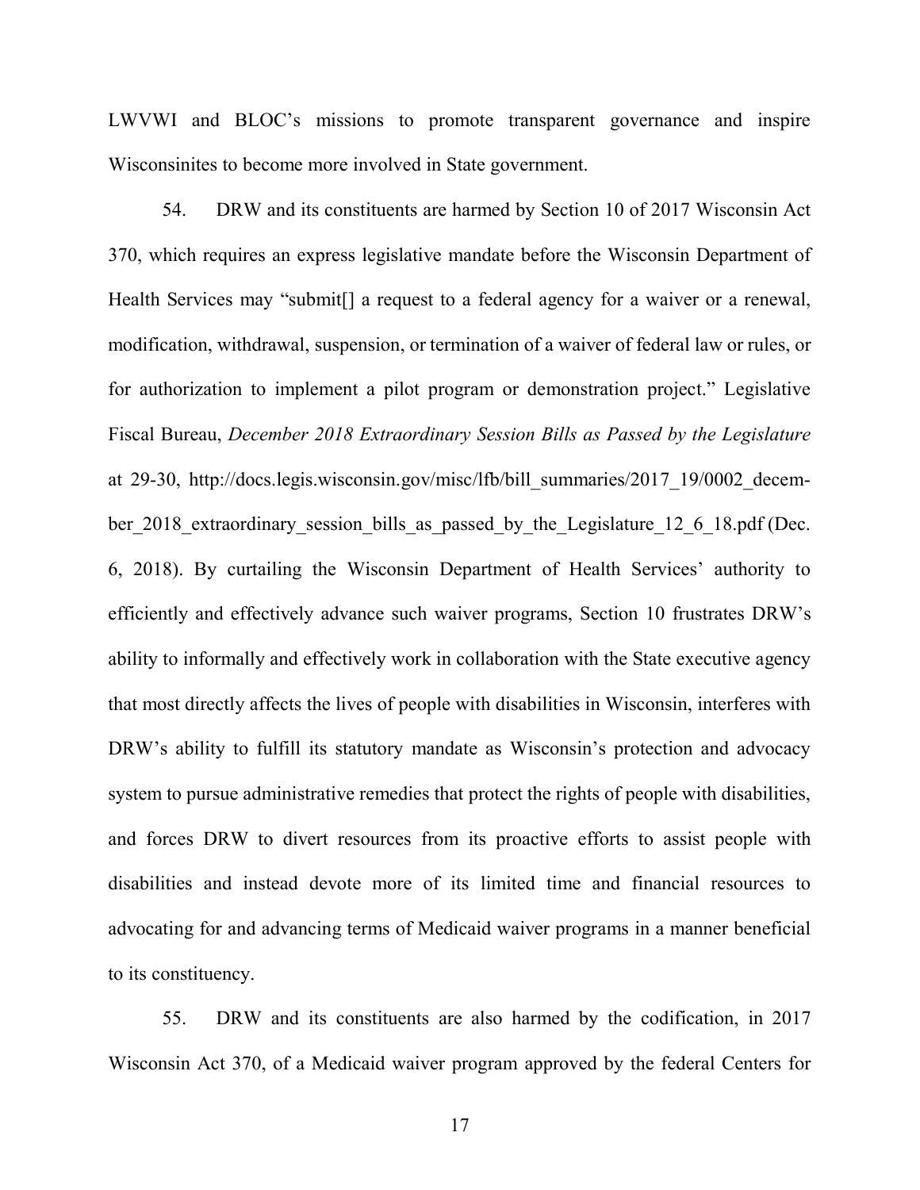LWVWI and BLOC's missions to promote transparent governance and inspire Wisconsinites to become more involved in State government.

54. DRW and its constituents are harmed by Section 10 of 2017 Wisconsin Act 370, which requires an express legislative mandate before the Wisconsin Department of Health Services may "submit[] a request to a federal agency for a waiver or a renewal, modification, withdrawal, suspension, or termination of a waiver of federal law or rules, or for authorization to implement a pilot program or demonstration project." Legislative Fiscal Bureau, *December 2018 Extraordinary Session Bills as Passed by the Legislature* at 29-30, http://docs.legis.wisconsin.gov/misc/lfb/bill_summaries/2017_19/0002_december_2018_extraordinary_session_bills_as_passed_by_the_Legislature_12_6_18.pdf (Dec. 6, 2018). By curtailing the Wisconsin Department of Health Services' authority to efficiently and effectively advance such waiver programs, Section 10 frustrates DRW's ability to informally and effectively work in collaboration with the State executive agency that most directly affects the lives of people with disabilities in Wisconsin, interferes with DRW's ability to fulfill its statutory mandate as Wisconsin's protection and advocacy system to pursue administrative remedies that protect the rights of people with disabilities, and forces DRW to divert resources from its proactive efforts to assist people with disabilities and instead devote more of its limited time and financial resources to advocating for and advancing terms of Medicaid waiver programs in a manner beneficial to its constituency.

55. DRW and its constituents are also harmed by the codification, in 2017 Wisconsin Act 370, of a Medicaid waiver program approved by the federal Centers for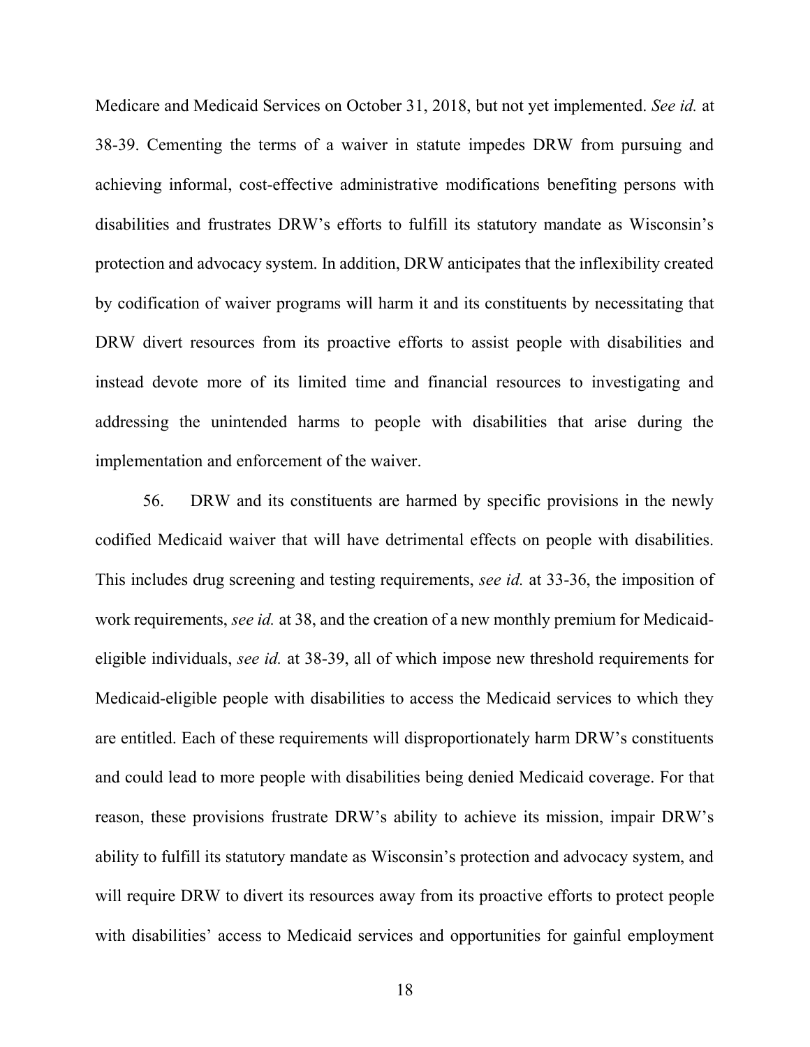Medicare and Medicaid Services on October 31, 2018, but not yet implemented. *See id.* at 38-39. Cementing the terms of a waiver in statute impedes DRW from pursuing and achieving informal, cost-effective administrative modifications benefiting persons with disabilities and frustrates DRW's efforts to fulfill its statutory mandate as Wisconsin's protection and advocacy system. In addition, DRW anticipates that the inflexibility created by codification of waiver programs will harm it and its constituents by necessitating that DRW divert resources from its proactive efforts to assist people with disabilities and instead devote more of its limited time and financial resources to investigating and addressing the unintended harms to people with disabilities that arise during the implementation and enforcement of the waiver.

56. DRW and its constituents are harmed by specific provisions in the newly codified Medicaid waiver that will have detrimental effects on people with disabilities. This includes drug screening and testing requirements, *see id.* at 33-36, the imposition of work requirements, *see id.* at 38, and the creation of a new monthly premium for Medicaid-eligible individuals, *see id.* at 38-39, all of which impose new threshold requirements for Medicaid-eligible people with disabilities to access the Medicaid services to which they are entitled. Each of these requirements will disproportionately harm DRW's constituents and could lead to more people with disabilities being denied Medicaid coverage. For that reason, these provisions frustrate DRW's ability to achieve its mission, impair DRW's ability to fulfill its statutory mandate as Wisconsin's protection and advocacy system, and will require DRW to divert its resources away from its proactive efforts to protect people with disabilities' access to Medicaid services and opportunities for gainful employment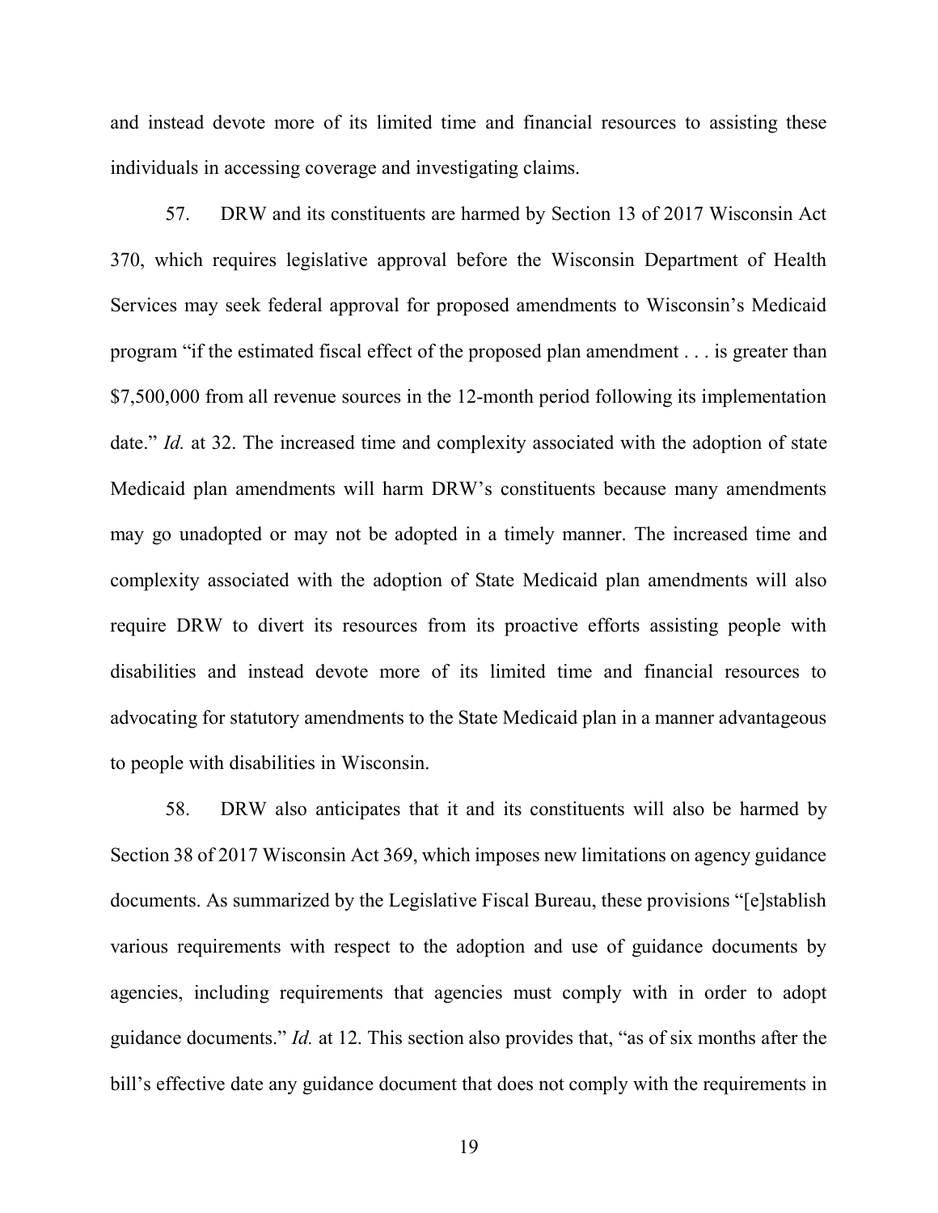and instead devote more of its limited time and financial resources to assisting these individuals in accessing coverage and investigating claims.

57. DRW and its constituents are harmed by Section 13 of 2017 Wisconsin Act 370, which requires legislative approval before the Wisconsin Department of Health Services may seek federal approval for proposed amendments to Wisconsin's Medicaid program "if the estimated fiscal effect of the proposed plan amendment . . . is greater than $7,500,000 from all revenue sources in the 12-month period following its implementation date." *Id.* at 32. The increased time and complexity associated with the adoption of state Medicaid plan amendments will harm DRW's constituents because many amendments may go unadopted or may not be adopted in a timely manner. The increased time and complexity associated with the adoption of State Medicaid plan amendments will also require DRW to divert its resources from its proactive efforts assisting people with disabilities and instead devote more of its limited time and financial resources to advocating for statutory amendments to the State Medicaid plan in a manner advantageous to people with disabilities in Wisconsin.

58. DRW also anticipates that it and its constituents will also be harmed by Section 38 of 2017 Wisconsin Act 369, which imposes new limitations on agency guidance documents. As summarized by the Legislative Fiscal Bureau, these provisions "[e]stablish various requirements with respect to the adoption and use of guidance documents by agencies, including requirements that agencies must comply with in order to adopt guidance documents." *Id.* at 12. This section also provides that, "as of six months after the bill's effective date any guidance document that does not comply with the requirements in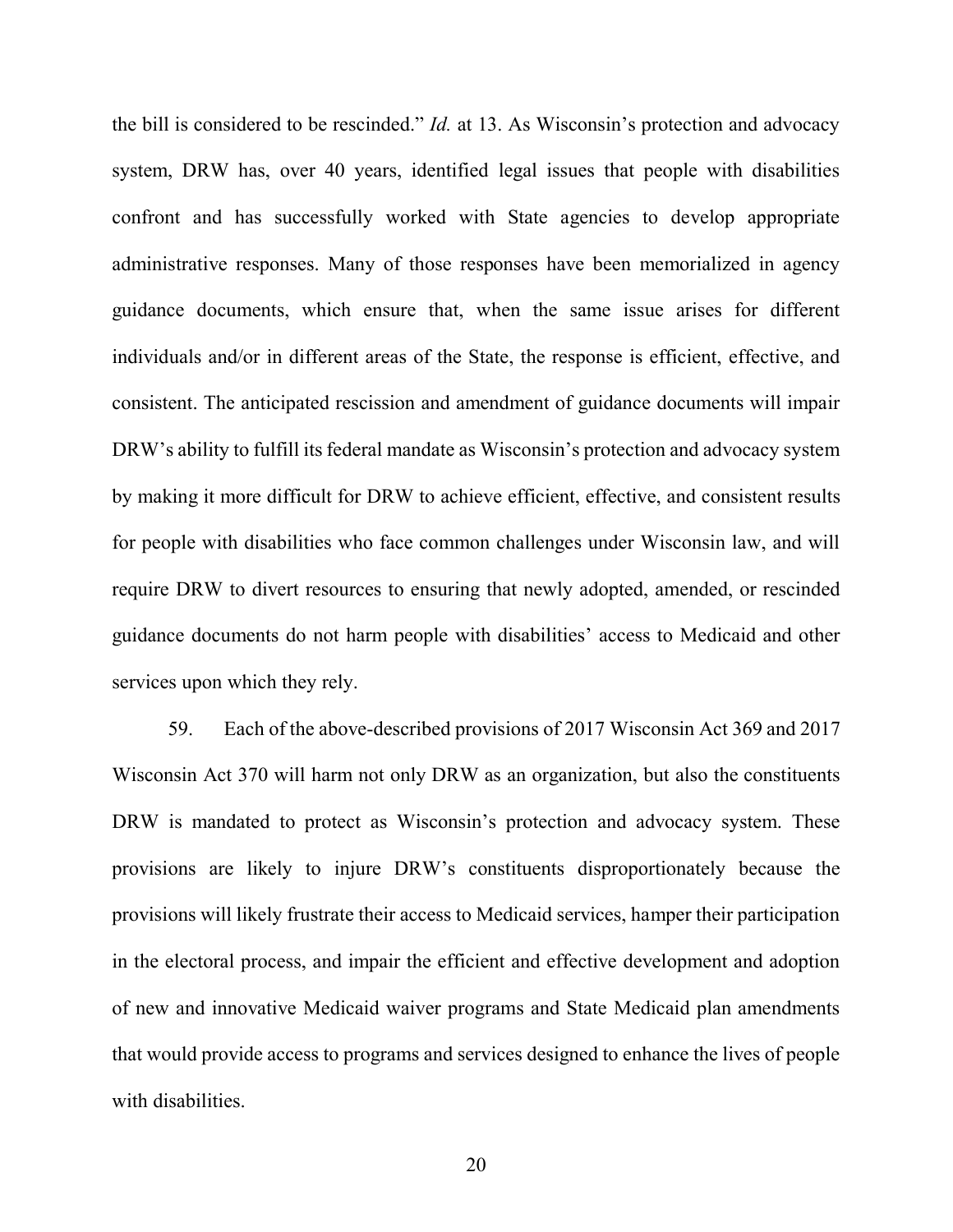the bill is considered to be rescinded." *Id.* at 13. As Wisconsin's protection and advocacy system, DRW has, over 40 years, identified legal issues that people with disabilities confront and has successfully worked with State agencies to develop appropriate administrative responses. Many of those responses have been memorialized in agency guidance documents, which ensure that, when the same issue arises for different individuals and/or in different areas of the State, the response is efficient, effective, and consistent. The anticipated rescission and amendment of guidance documents will impair DRW's ability to fulfill its federal mandate as Wisconsin's protection and advocacy system by making it more difficult for DRW to achieve efficient, effective, and consistent results for people with disabilities who face common challenges under Wisconsin law, and will require DRW to divert resources to ensuring that newly adopted, amended, or rescinded guidance documents do not harm people with disabilities' access to Medicaid and other services upon which they rely.

59. Each of the above-described provisions of 2017 Wisconsin Act 369 and 2017 Wisconsin Act 370 will harm not only DRW as an organization, but also the constituents DRW is mandated to protect as Wisconsin's protection and advocacy system. These provisions are likely to injure DRW's constituents disproportionately because the provisions will likely frustrate their access to Medicaid services, hamper their participation in the electoral process, and impair the efficient and effective development and adoption of new and innovative Medicaid waiver programs and State Medicaid plan amendments that would provide access to programs and services designed to enhance the lives of people with disabilities.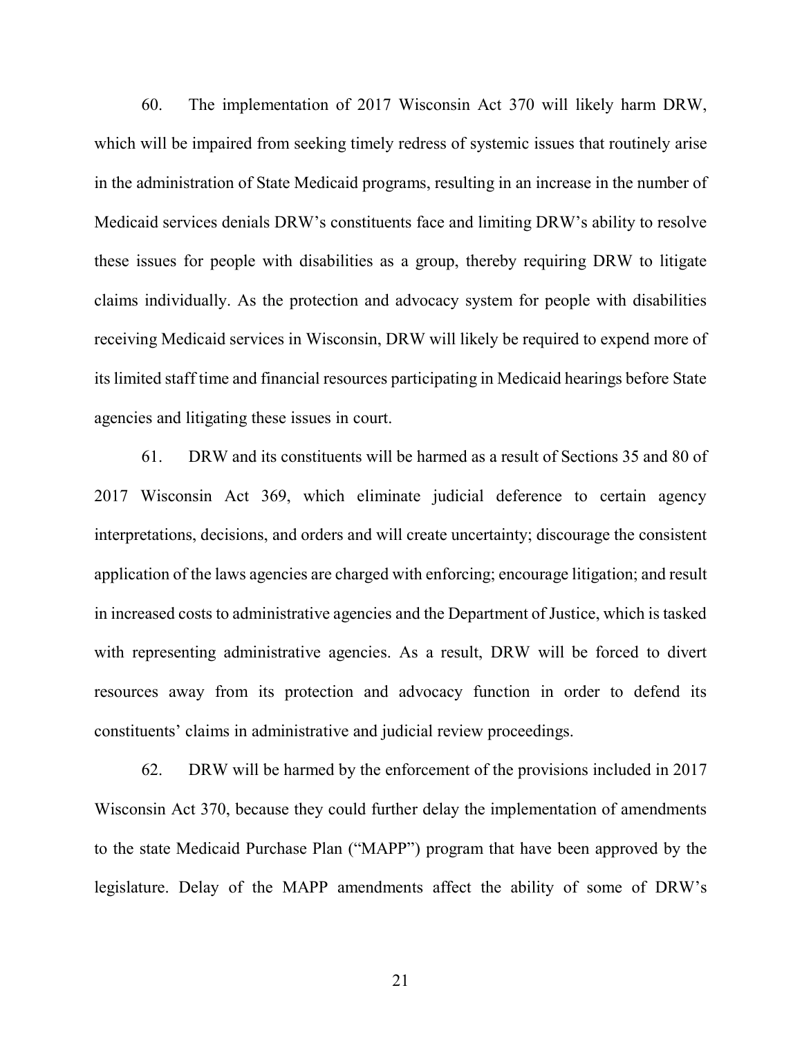60. The implementation of 2017 Wisconsin Act 370 will likely harm DRW, which will be impaired from seeking timely redress of systemic issues that routinely arise in the administration of State Medicaid programs, resulting in an increase in the number of Medicaid services denials DRW's constituents face and limiting DRW's ability to resolve these issues for people with disabilities as a group, thereby requiring DRW to litigate claims individually. As the protection and advocacy system for people with disabilities receiving Medicaid services in Wisconsin, DRW will likely be required to expend more of its limited staff time and financial resources participating in Medicaid hearings before State agencies and litigating these issues in court.

61. DRW and its constituents will be harmed as a result of Sections 35 and 80 of 2017 Wisconsin Act 369, which eliminate judicial deference to certain agency interpretations, decisions, and orders and will create uncertainty; discourage the consistent application of the laws agencies are charged with enforcing; encourage litigation; and result in increased costs to administrative agencies and the Department of Justice, which is tasked with representing administrative agencies. As a result, DRW will be forced to divert resources away from its protection and advocacy function in order to defend its constituents' claims in administrative and judicial review proceedings.

62. DRW will be harmed by the enforcement of the provisions included in 2017 Wisconsin Act 370, because they could further delay the implementation of amendments to the state Medicaid Purchase Plan ("MAPP") program that have been approved by the legislature. Delay of the MAPP amendments affect the ability of some of DRW's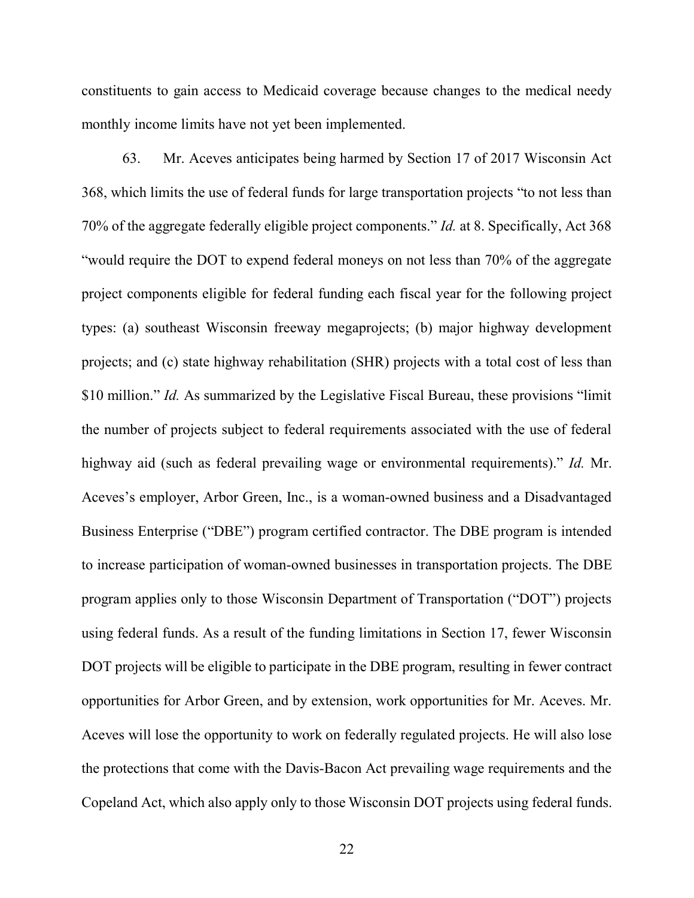constituents to gain access to Medicaid coverage because changes to the medical needy monthly income limits have not yet been implemented.

63. Mr. Aceves anticipates being harmed by Section 17 of 2017 Wisconsin Act 368, which limits the use of federal funds for large transportation projects "to not less than 70% of the aggregate federally eligible project components." *Id.* at 8. Specifically, Act 368 "would require the DOT to expend federal moneys on not less than 70% of the aggregate project components eligible for federal funding each fiscal year for the following project types: (a) southeast Wisconsin freeway megaprojects; (b) major highway development projects; and (c) state highway rehabilitation (SHR) projects with a total cost of less than $10 million." *Id.* As summarized by the Legislative Fiscal Bureau, these provisions "limit the number of projects subject to federal requirements associated with the use of federal highway aid (such as federal prevailing wage or environmental requirements)." *Id.* Mr. Aceves's employer, Arbor Green, Inc., is a woman-owned business and a Disadvantaged Business Enterprise ("DBE") program certified contractor. The DBE program is intended to increase participation of woman-owned businesses in transportation projects. The DBE program applies only to those Wisconsin Department of Transportation ("DOT") projects using federal funds. As a result of the funding limitations in Section 17, fewer Wisconsin DOT projects will be eligible to participate in the DBE program, resulting in fewer contract opportunities for Arbor Green, and by extension, work opportunities for Mr. Aceves. Mr. Aceves will lose the opportunity to work on federally regulated projects. He will also lose the protections that come with the Davis-Bacon Act prevailing wage requirements and the Copeland Act, which also apply only to those Wisconsin DOT projects using federal funds.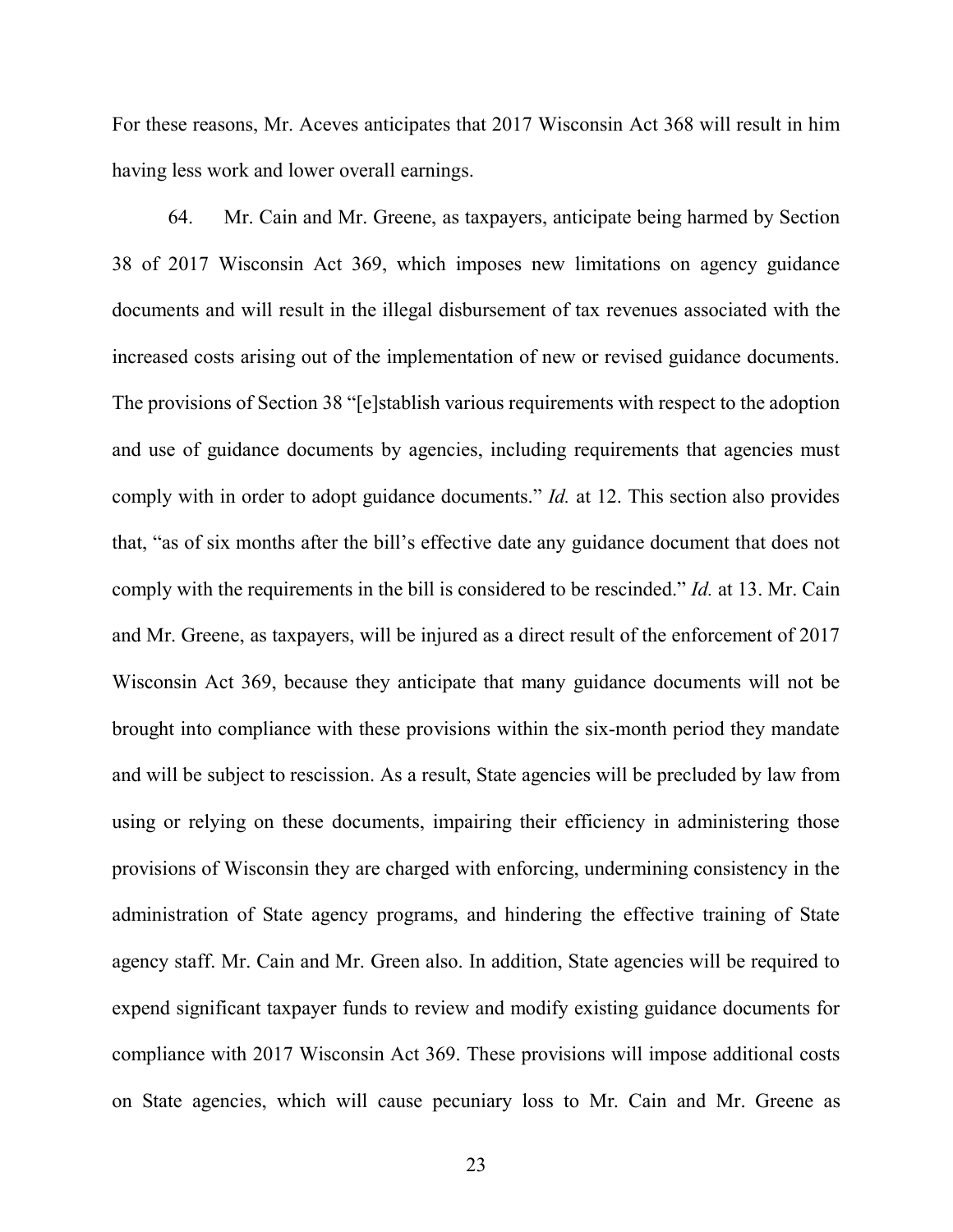For these reasons, Mr. Aceves anticipates that 2017 Wisconsin Act 368 will result in him having less work and lower overall earnings.

64. Mr. Cain and Mr. Greene, as taxpayers, anticipate being harmed by Section 38 of 2017 Wisconsin Act 369, which imposes new limitations on agency guidance documents and will result in the illegal disbursement of tax revenues associated with the increased costs arising out of the implementation of new or revised guidance documents. The provisions of Section 38 "[e]stablish various requirements with respect to the adoption and use of guidance documents by agencies, including requirements that agencies must comply with in order to adopt guidance documents." *Id.* at 12. This section also provides that, "as of six months after the bill's effective date any guidance document that does not comply with the requirements in the bill is considered to be rescinded." *Id.* at 13. Mr. Cain and Mr. Greene, as taxpayers, will be injured as a direct result of the enforcement of 2017 Wisconsin Act 369, because they anticipate that many guidance documents will not be brought into compliance with these provisions within the six-month period they mandate and will be subject to rescission. As a result, State agencies will be precluded by law from using or relying on these documents, impairing their efficiency in administering those provisions of Wisconsin they are charged with enforcing, undermining consistency in the administration of State agency programs, and hindering the effective training of State agency staff. Mr. Cain and Mr. Green also. In addition, State agencies will be required to expend significant taxpayer funds to review and modify existing guidance documents for compliance with 2017 Wisconsin Act 369. These provisions will impose additional costs on State agencies, which will cause pecuniary loss to Mr. Cain and Mr. Greene as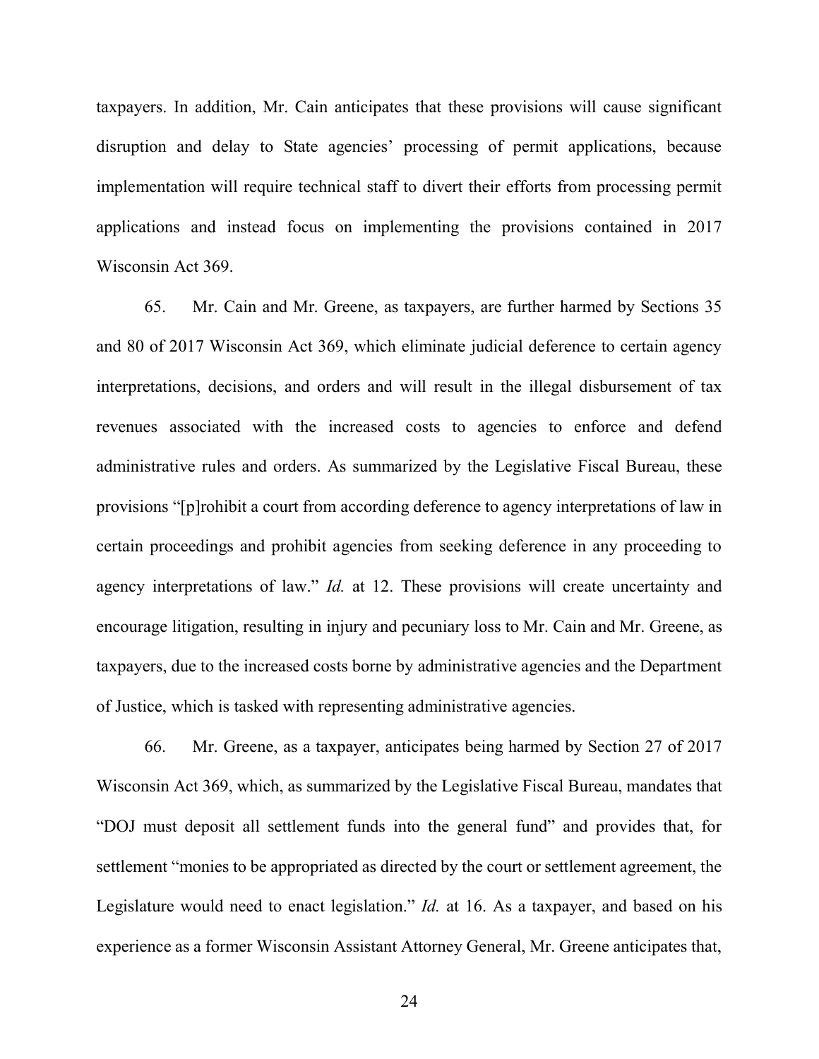taxpayers. In addition, Mr. Cain anticipates that these provisions will cause significant disruption and delay to State agencies' processing of permit applications, because implementation will require technical staff to divert their efforts from processing permit applications and instead focus on implementing the provisions contained in 2017 Wisconsin Act 369.

65. Mr. Cain and Mr. Greene, as taxpayers, are further harmed by Sections 35 and 80 of 2017 Wisconsin Act 369, which eliminate judicial deference to certain agency interpretations, decisions, and orders and will result in the illegal disbursement of tax revenues associated with the increased costs to agencies to enforce and defend administrative rules and orders. As summarized by the Legislative Fiscal Bureau, these provisions "[p]rohibit a court from according deference to agency interpretations of law in certain proceedings and prohibit agencies from seeking deference in any proceeding to agency interpretations of law." *Id.* at 12. These provisions will create uncertainty and encourage litigation, resulting in injury and pecuniary loss to Mr. Cain and Mr. Greene, as taxpayers, due to the increased costs borne by administrative agencies and the Department of Justice, which is tasked with representing administrative agencies.

66. Mr. Greene, as a taxpayer, anticipates being harmed by Section 27 of 2017 Wisconsin Act 369, which, as summarized by the Legislative Fiscal Bureau, mandates that "DOJ must deposit all settlement funds into the general fund" and provides that, for settlement "monies to be appropriated as directed by the court or settlement agreement, the Legislature would need to enact legislation." *Id.* at 16. As a taxpayer, and based on his experience as a former Wisconsin Assistant Attorney General, Mr. Greene anticipates that,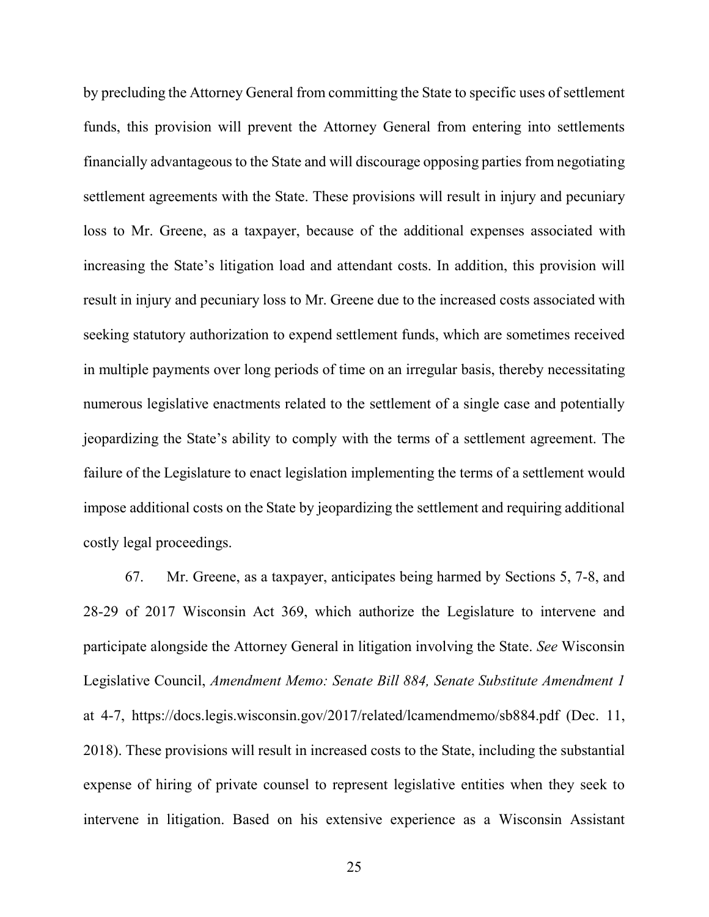by precluding the Attorney General from committing the State to specific uses of settlement funds, this provision will prevent the Attorney General from entering into settlements financially advantageous to the State and will discourage opposing parties from negotiating settlement agreements with the State. These provisions will result in injury and pecuniary loss to Mr. Greene, as a taxpayer, because of the additional expenses associated with increasing the State's litigation load and attendant costs. In addition, this provision will result in injury and pecuniary loss to Mr. Greene due to the increased costs associated with seeking statutory authorization to expend settlement funds, which are sometimes received in multiple payments over long periods of time on an irregular basis, thereby necessitating numerous legislative enactments related to the settlement of a single case and potentially jeopardizing the State's ability to comply with the terms of a settlement agreement. The failure of the Legislature to enact legislation implementing the terms of a settlement would impose additional costs on the State by jeopardizing the settlement and requiring additional costly legal proceedings.

67. Mr. Greene, as a taxpayer, anticipates being harmed by Sections 5, 7-8, and 28-29 of 2017 Wisconsin Act 369, which authorize the Legislature to intervene and participate alongside the Attorney General in litigation involving the State. *See* Wisconsin Legislative Council, *Amendment Memo: Senate Bill 884, Senate Substitute Amendment 1* at 4-7, https://docs.legis.wisconsin.gov/2017/related/lcamendmemo/sb884.pdf (Dec. 11, 2018). These provisions will result in increased costs to the State, including the substantial expense of hiring of private counsel to represent legislative entities when they seek to intervene in litigation. Based on his extensive experience as a Wisconsin Assistant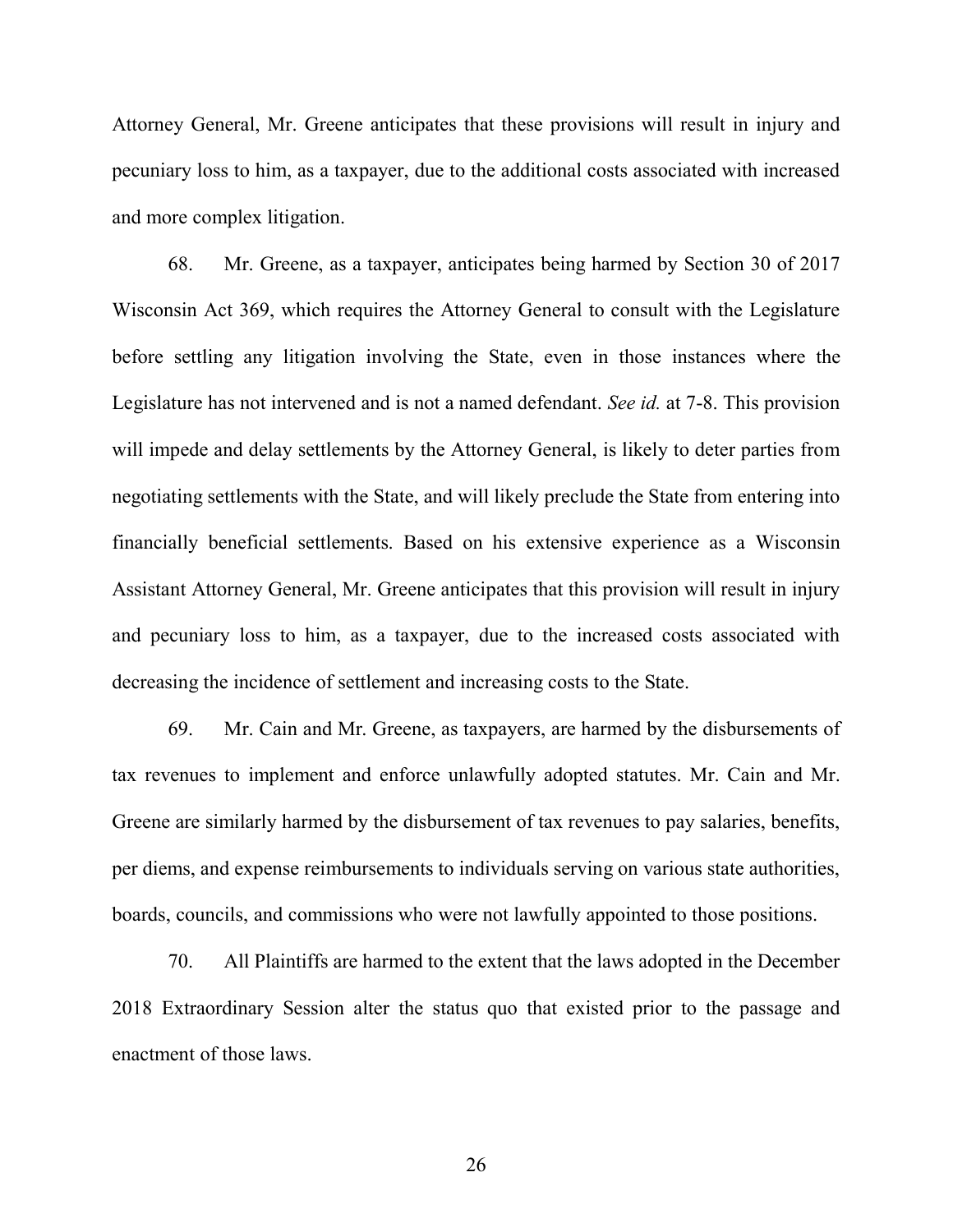Attorney General, Mr. Greene anticipates that these provisions will result in injury and pecuniary loss to him, as a taxpayer, due to the additional costs associated with increased and more complex litigation.

68. Mr. Greene, as a taxpayer, anticipates being harmed by Section 30 of 2017 Wisconsin Act 369, which requires the Attorney General to consult with the Legislature before settling any litigation involving the State, even in those instances where the Legislature has not intervened and is not a named defendant. *See id.* at 7-8. This provision will impede and delay settlements by the Attorney General, is likely to deter parties from negotiating settlements with the State, and will likely preclude the State from entering into financially beneficial settlements. Based on his extensive experience as a Wisconsin Assistant Attorney General, Mr. Greene anticipates that this provision will result in injury and pecuniary loss to him, as a taxpayer, due to the increased costs associated with decreasing the incidence of settlement and increasing costs to the State.

69. Mr. Cain and Mr. Greene, as taxpayers, are harmed by the disbursements of tax revenues to implement and enforce unlawfully adopted statutes. Mr. Cain and Mr. Greene are similarly harmed by the disbursement of tax revenues to pay salaries, benefits, per diems, and expense reimbursements to individuals serving on various state authorities, boards, councils, and commissions who were not lawfully appointed to those positions.

70. All Plaintiffs are harmed to the extent that the laws adopted in the December 2018 Extraordinary Session alter the status quo that existed prior to the passage and enactment of those laws.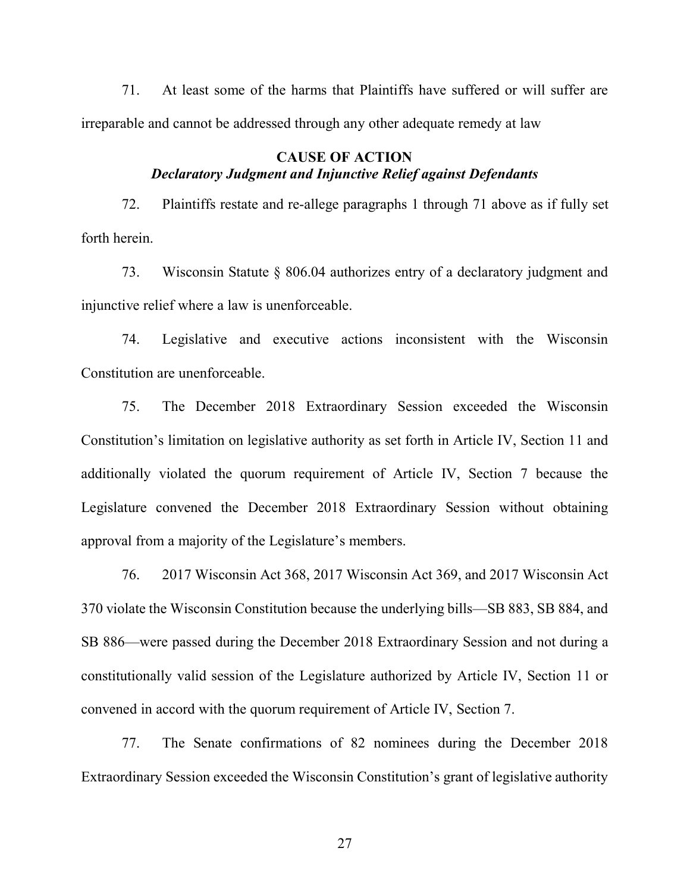71. At least some of the harms that Plaintiffs have suffered or will suffer are irreparable and cannot be addressed through any other adequate remedy at law

## CAUSE OF ACTION

***Declaratory Judgment and Injunctive Relief against Defendants***

72. Plaintiffs restate and re-allege paragraphs 1 through 71 above as if fully set forth herein.

73. Wisconsin Statute § 806.04 authorizes entry of a declaratory judgment and injunctive relief where a law is unenforceable.

74. Legislative and executive actions inconsistent with the Wisconsin Constitution are unenforceable.

75. The December 2018 Extraordinary Session exceeded the Wisconsin Constitution's limitation on legislative authority as set forth in Article IV, Section 11 and additionally violated the quorum requirement of Article IV, Section 7 because the Legislature convened the December 2018 Extraordinary Session without obtaining approval from a majority of the Legislature's members.

76. 2017 Wisconsin Act 368, 2017 Wisconsin Act 369, and 2017 Wisconsin Act 370 violate the Wisconsin Constitution because the underlying bills—SB 883, SB 884, and SB 886—were passed during the December 2018 Extraordinary Session and not during a constitutionally valid session of the Legislature authorized by Article IV, Section 11 or convened in accord with the quorum requirement of Article IV, Section 7.

77. The Senate confirmations of 82 nominees during the December 2018 Extraordinary Session exceeded the Wisconsin Constitution's grant of legislative authority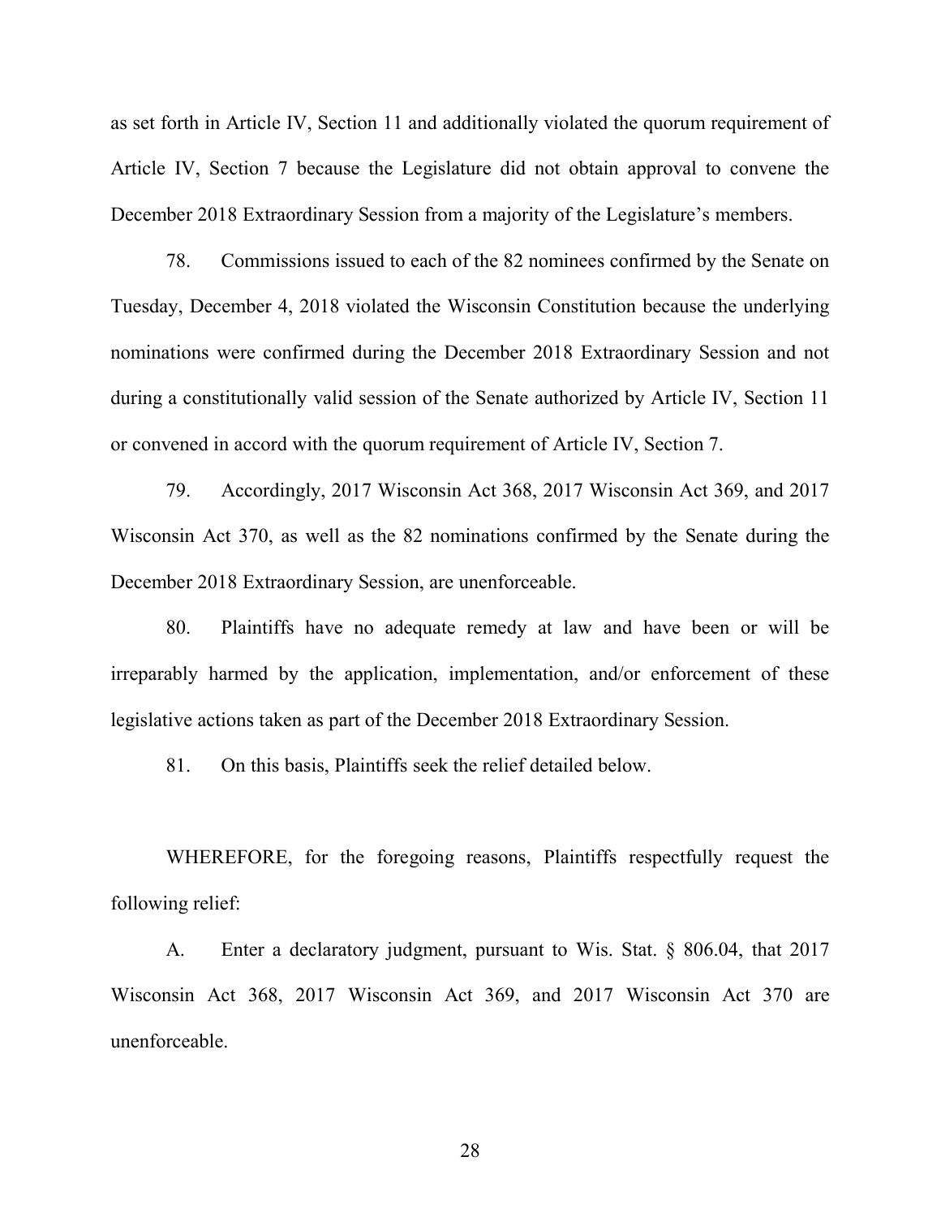as set forth in Article IV, Section 11 and additionally violated the quorum requirement of Article IV, Section 7 because the Legislature did not obtain approval to convene the December 2018 Extraordinary Session from a majority of the Legislature's members.

78. Commissions issued to each of the 82 nominees confirmed by the Senate on Tuesday, December 4, 2018 violated the Wisconsin Constitution because the underlying nominations were confirmed during the December 2018 Extraordinary Session and not during a constitutionally valid session of the Senate authorized by Article IV, Section 11 or convened in accord with the quorum requirement of Article IV, Section 7.

79. Accordingly, 2017 Wisconsin Act 368, 2017 Wisconsin Act 369, and 2017 Wisconsin Act 370, as well as the 82 nominations confirmed by the Senate during the December 2018 Extraordinary Session, are unenforceable.

80. Plaintiffs have no adequate remedy at law and have been or will be irreparably harmed by the application, implementation, and/or enforcement of these legislative actions taken as part of the December 2018 Extraordinary Session.

81. On this basis, Plaintiffs seek the relief detailed below.

WHEREFORE, for the foregoing reasons, Plaintiffs respectfully request the following relief:

A. Enter a declaratory judgment, pursuant to Wis. Stat. § 806.04, that 2017 Wisconsin Act 368, 2017 Wisconsin Act 369, and 2017 Wisconsin Act 370 are unenforceable.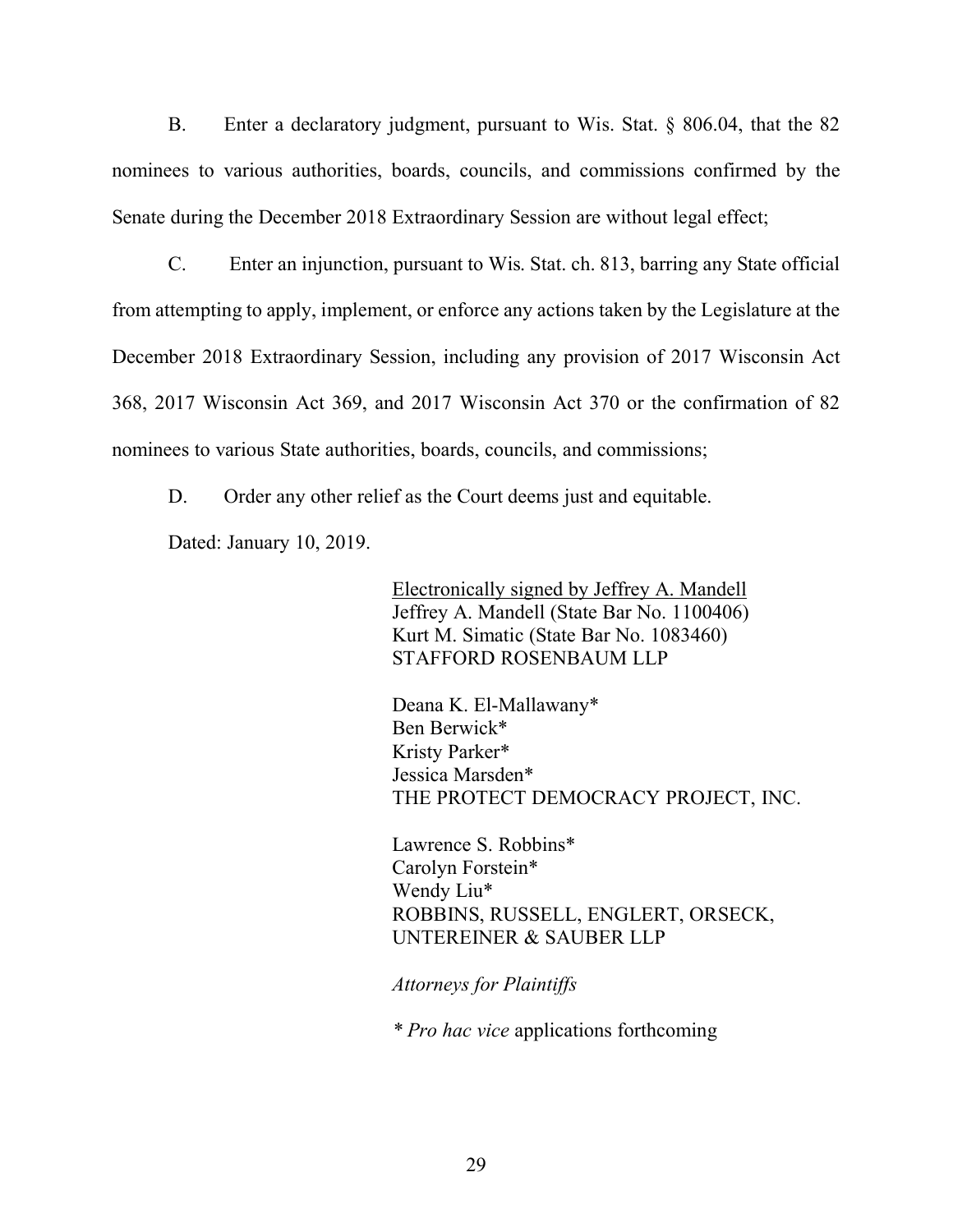B. Enter a declaratory judgment, pursuant to Wis. Stat. § 806.04, that the 82 nominees to various authorities, boards, councils, and commissions confirmed by the Senate during the December 2018 Extraordinary Session are without legal effect;

C. Enter an injunction, pursuant to Wis. Stat. ch. 813, barring any State official from attempting to apply, implement, or enforce any actions taken by the Legislature at the December 2018 Extraordinary Session, including any provision of 2017 Wisconsin Act 368, 2017 Wisconsin Act 369, and 2017 Wisconsin Act 370 or the confirmation of 82 nominees to various State authorities, boards, councils, and commissions;

D. Order any other relief as the Court deems just and equitable.

Dated: January 10, 2019.

Electronically signed by Jeffrey A. Mandell
Jeffrey A. Mandell (State Bar No. 1100406)
Kurt M. Simatic (State Bar No. 1083460)
STAFFORD ROSENBAUM LLP

Deana K. El-Mallawany*
Ben Berwick*
Kristy Parker*
Jessica Marsden*
THE PROTECT DEMOCRACY PROJECT, INC.

Lawrence S. Robbins*
Carolyn Forstein*
Wendy Liu*
ROBBINS, RUSSELL, ENGLERT, ORSECK, UNTEREINER & SAUBER LLP

*Attorneys for Plaintiffs*

\* *Pro hac vice* applications forthcoming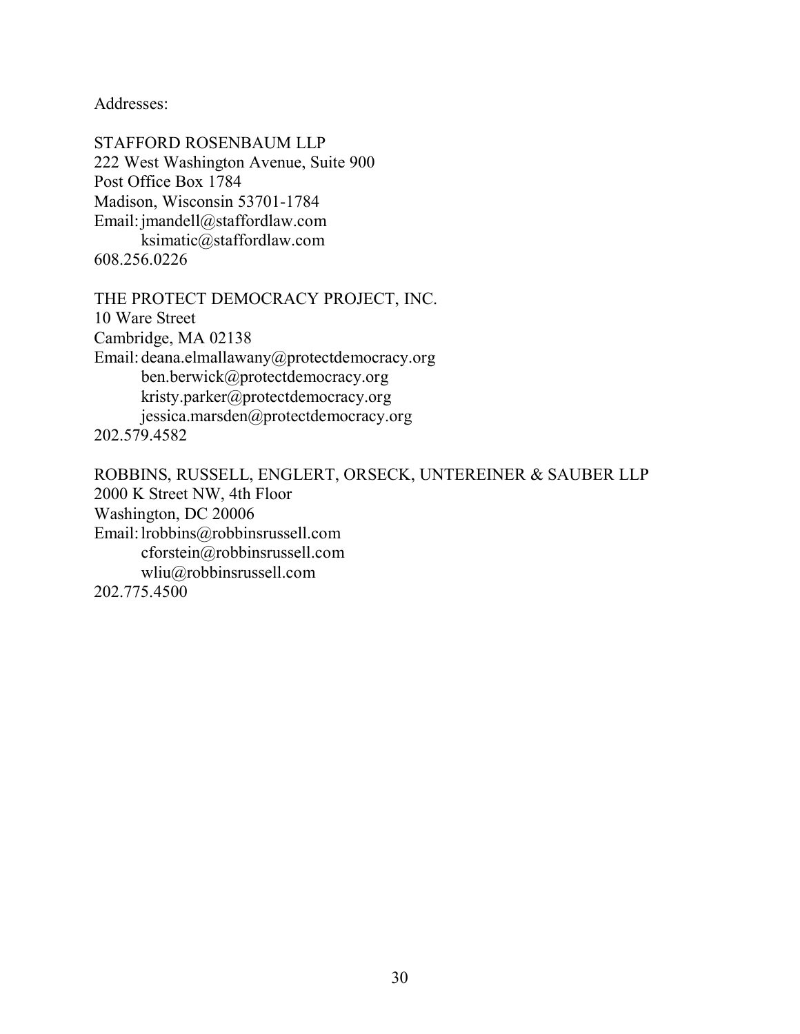Addresses:

STAFFORD ROSENBAUM LLP  
222 West Washington Avenue, Suite 900  
Post Office Box 1784  
Madison, Wisconsin 53701-1784  
Email: jmandell@staffordlaw.com  
ksimatic@staffordlaw.com  
608.256.0226

THE PROTECT DEMOCRACY PROJECT, INC.  
10 Ware Street  
Cambridge, MA 02138  
Email: deana.elmallawany@protectdemocracy.org  
ben.berwick@protectdemocracy.org  
kristy.parker@protectdemocracy.org  
jessica.marsden@protectdemocracy.org  
202.579.4582

ROBBINS, RUSSELL, ENGLERT, ORSECK, UNTEREINER & SAUBER LLP  
2000 K Street NW, 4th Floor  
Washington, DC 20006  
Email: lrobbins@robbinsrussell.com  
cforstein@robbinsrussell.com  
wliu@robbinsrussell.com  
202.775.4500